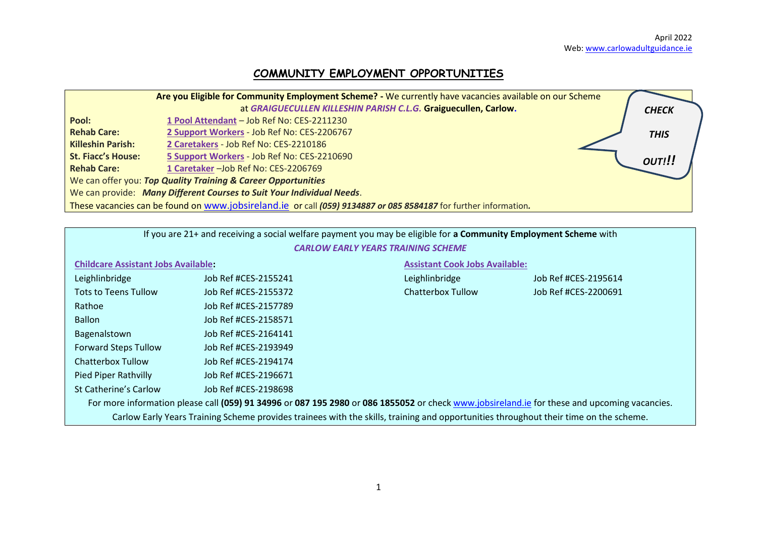April 2022
Web: www.carlowadultguidance.ie

# COMMUNITY EMPLOYMENT OPPORTUNITIES

**Are you Eligible for Community Employment Scheme? -** We currently have vacancies available on our Scheme at ***GRAIGUECULLEN KILLESHIN PARISH C.L.G.*** **Graiguecullen, Carlow.**

***CHECK THIS OUT!!***

| | |
|---|---|
| **Pool:** | **1 Pool Attendant** – Job Ref No: CES-2211230 |
| **Rehab Care:** | **2 Support Workers** - Job Ref No: CES-2206767 |
| **Killeshin Parish:** | **2 Caretakers** - Job Ref No: CES-2210186 |
| **St. Fiacc's House:** | **5 Support Workers** - Job Ref No: CES-2210690 |
| **Rehab Care:** | **1 Caretaker** –Job Ref No: CES-2206769 |

We can offer you: ***Top Quality Training & Career Opportunities***

We can provide: ***Many Different Courses to Suit Your Individual Needs***.

These vacancies can be found on www.jobsireland.ie or call ***(059) 9134887 or 085 8584187*** for further information**.**

---

If you are 21+ and receiving a social welfare payment you may be eligible for **a Community Employment Scheme** with

***CARLOW EARLY YEARS TRAINING SCHEME***

**Childcare Assistant Jobs Available:**

| Location | Job Ref |
|---|---|
| Leighlinbridge | Job Ref #CES-2155241 |
| Tots to Teens Tullow | Job Ref #CES-2155372 |
| Rathoe | Job Ref #CES-2157789 |
| Ballon | Job Ref #CES-2158571 |
| Bagenalstown | Job Ref #CES-2164141 |
| Forward Steps Tullow | Job Ref #CES-2193949 |
| Chatterbox Tullow | Job Ref #CES-2194174 |
| Pied Piper Rathvilly | Job Ref #CES-2196671 |
| St Catherine's Carlow | Job Ref #CES-2198698 |

**Assistant Cook Jobs Available:**

| Location | Job Ref |
|---|---|
| Leighlinbridge | Job Ref #CES-2195614 |
| Chatterbox Tullow | Job Ref #CES-2200691 |

For more information please call **(059) 91 34996** or **087 195 2980** or **086 1855052** or check www.jobsireland.ie for these and upcoming vacancies.

Carlow Early Years Training Scheme provides trainees with the skills, training and opportunities throughout their time on the scheme.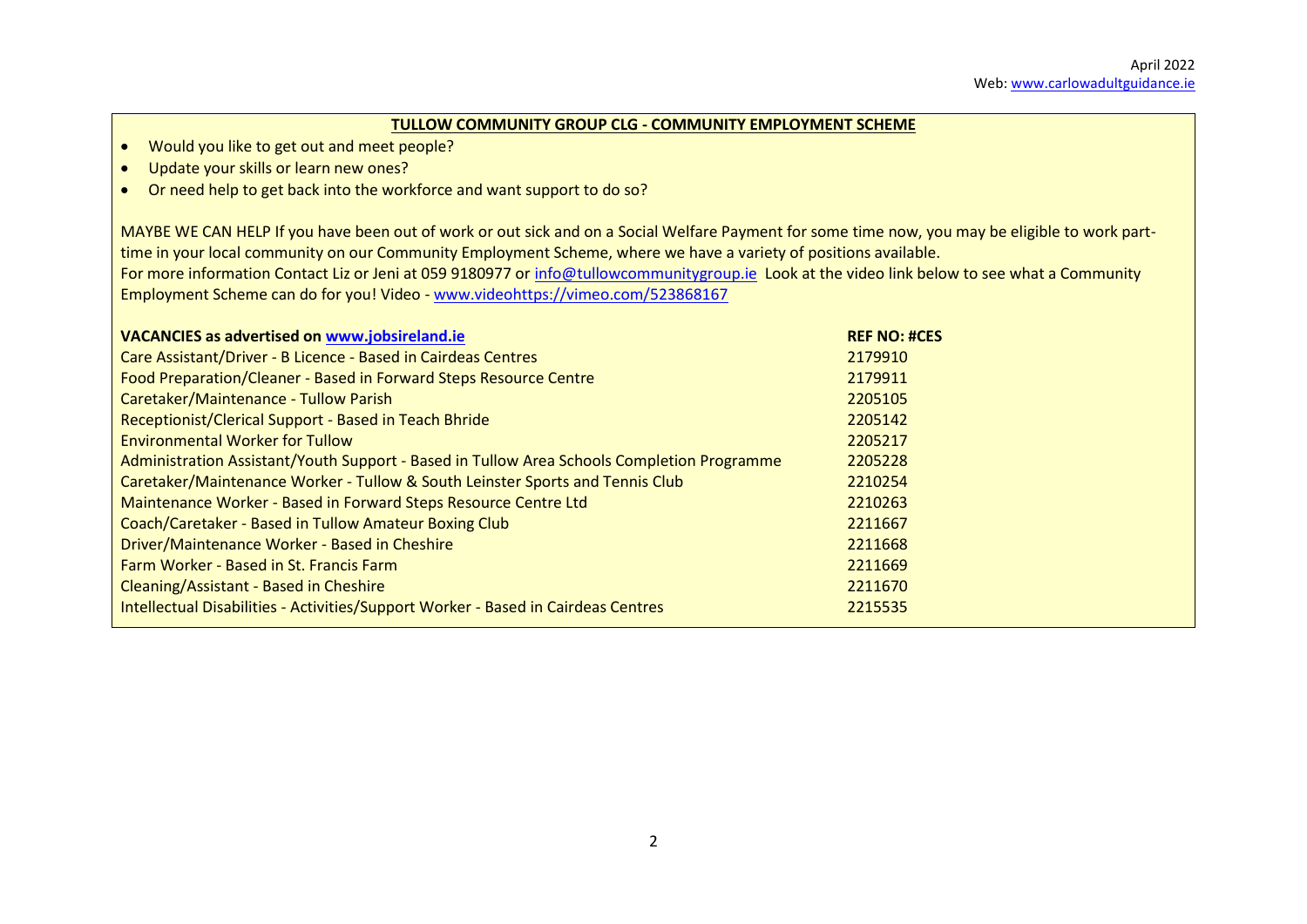## TULLOW COMMUNITY GROUP CLG - COMMUNITY EMPLOYMENT SCHEME

- Would you like to get out and meet people?
- Update your skills or learn new ones?
- Or need help to get back into the workforce and want support to do so?

MAYBE WE CAN HELP If you have been out of work or out sick and on a Social Welfare Payment for some time now, you may be eligible to work part-time in your local community on our Community Employment Scheme, where we have a variety of positions available.
For more information Contact Liz or Jeni at 059 9180977 or info@tullowcommunitygroup.ie Look at the video link below to see what a Community Employment Scheme can do for you! Video - www.videohttps://vimeo.com/523868167

| VACANCIES as advertised on www.jobsireland.ie | REF NO: #CES |
|---|---|
| Care Assistant/Driver - B Licence - Based in Cairdeas Centres | 2179910 |
| Food Preparation/Cleaner - Based in Forward Steps Resource Centre | 2179911 |
| Caretaker/Maintenance - Tullow Parish | 2205105 |
| Receptionist/Clerical Support - Based in Teach Bhride | 2205142 |
| Environmental Worker for Tullow | 2205217 |
| Administration Assistant/Youth Support - Based in Tullow Area Schools Completion Programme | 2205228 |
| Caretaker/Maintenance Worker - Tullow & South Leinster Sports and Tennis Club | 2210254 |
| Maintenance Worker - Based in Forward Steps Resource Centre Ltd | 2210263 |
| Coach/Caretaker - Based in Tullow Amateur Boxing Club | 2211667 |
| Driver/Maintenance Worker - Based in Cheshire | 2211668 |
| Farm Worker - Based in St. Francis Farm | 2211669 |
| Cleaning/Assistant - Based in Cheshire | 2211670 |
| Intellectual Disabilities - Activities/Support Worker - Based in Cairdeas Centres | 2215535 |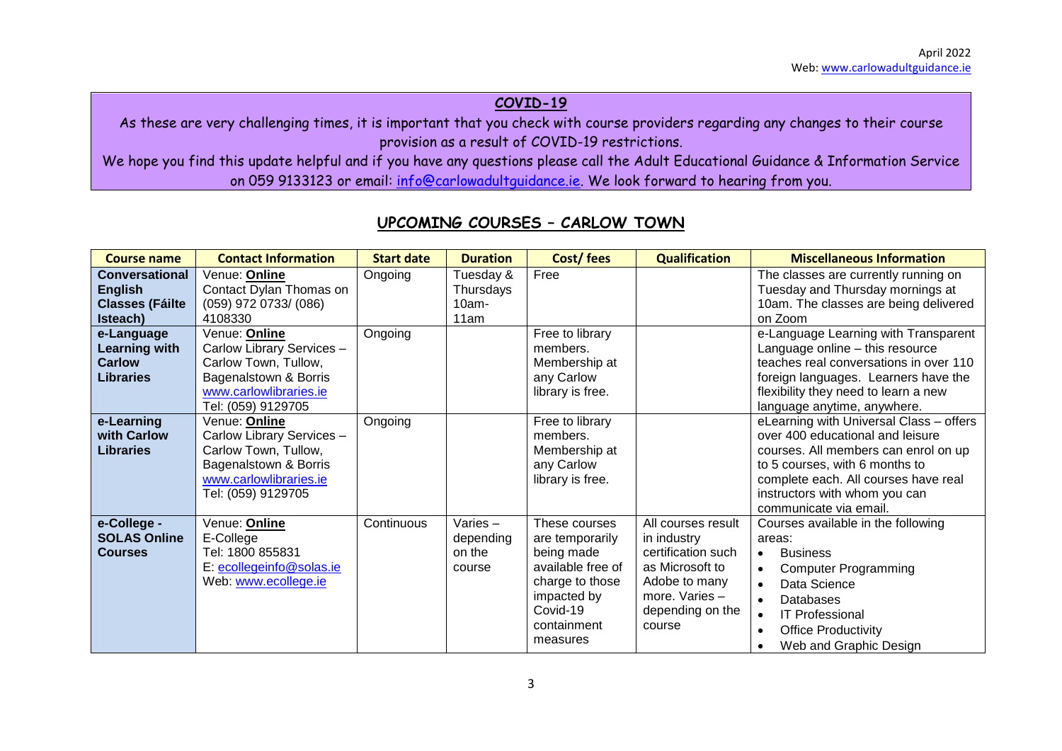**COVID-19**

As these are very challenging times, it is important that you check with course providers regarding any changes to their course provision as a result of COVID-19 restrictions.

We hope you find this update helpful and if you have any questions please call the Adult Educational Guidance & Information Service on 059 9133123 or email: info@carlowadultguidance.ie. We look forward to hearing from you.

## UPCOMING COURSES – CARLOW TOWN

| Course name | Contact Information | Start date | Duration | Cost/ fees | Qualification | Miscellaneous Information |
|---|---|---|---|---|---|---|
| **Conversational English Classes (Fáilte Isteach)** | Venue: **Online**<br>Contact Dylan Thomas on (059) 972 0733/ (086) 4108330 | Ongoing | Tuesday & Thursdays 10am-11am | Free | | The classes are currently running on Tuesday and Thursday mornings at 10am. The classes are being delivered on Zoom |
| **e-Language Learning with Carlow Libraries** | Venue: **Online**<br>Carlow Library Services – Carlow Town, Tullow, Bagenalstown & Borris<br>www.carlowlibraries.ie<br>Tel: (059) 9129705 | Ongoing | | Free to library members. Membership at any Carlow library is free. | | e-Language Learning with Transparent Language online – this resource teaches real conversations in over 110 foreign languages. Learners have the flexibility they need to learn a new language anytime, anywhere. |
| **e-Learning with Carlow Libraries** | Venue: **Online**<br>Carlow Library Services – Carlow Town, Tullow, Bagenalstown & Borris<br>www.carlowlibraries.ie<br>Tel: (059) 9129705 | Ongoing | | Free to library members. Membership at any Carlow library is free. | | eLearning with Universal Class – offers over 400 educational and leisure courses. All members can enrol on up to 5 courses, with 6 months to complete each. All courses have real instructors with whom you can communicate via email. |
| **e-College - SOLAS Online Courses** | Venue: **Online**<br>E-College<br>Tel: 1800 855831<br>E: ecollegeinfo@solas.ie<br>Web: www.ecollege.ie | Continuous | Varies – depending on the course | These courses are temporarily being made available free of charge to those impacted by Covid-19 containment measures | All courses result in industry certification such as Microsoft to Adobe to many more. Varies – depending on the course | Courses available in the following areas:<br>• Business<br>• Computer Programming<br>• Data Science<br>• Databases<br>• IT Professional<br>• Office Productivity<br>• Web and Graphic Design |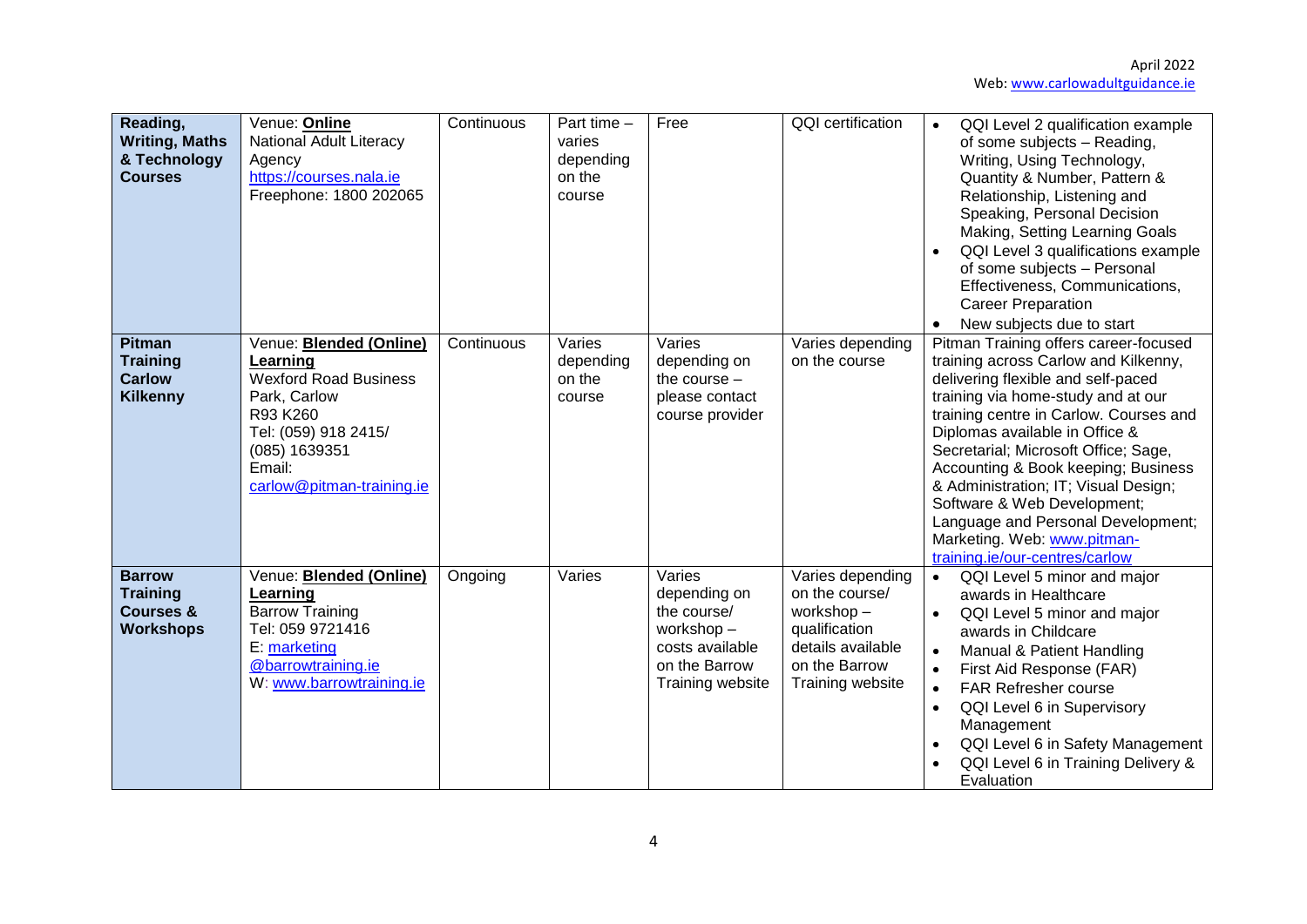| **Reading, Writing, Maths & Technology Courses** | Venue: **Online**<br>National Adult Literacy Agency<br>https://courses.nala.ie<br>Freephone: 1800 202065 | Continuous | Part time – varies depending on the course | Free | QQI certification | • QQI Level 2 qualification example of some subjects – Reading, Writing, Using Technology, Quantity & Number, Pattern & Relationship, Listening and Speaking, Personal Decision Making, Setting Learning Goals<br>• QQI Level 3 qualifications example of some subjects – Personal Effectiveness, Communications, Career Preparation<br>• New subjects due to start |
|---|---|---|---|---|---|---|
| **Pitman Training Carlow Kilkenny** | Venue: **Blended (Online) Learning**<br>Wexford Road Business Park, Carlow<br>R93 K260<br>Tel: (059) 918 2415/ (085) 1639351<br>Email: carlow@pitman-training.ie | Continuous | Varies depending on the course | Varies depending on the course – please contact course provider | Varies depending on the course | Pitman Training offers career-focused training across Carlow and Kilkenny, delivering flexible and self-paced training via home-study and at our training centre in Carlow. Courses and Diplomas available in Office & Secretarial; Microsoft Office; Sage, Accounting & Book keeping; Business & Administration; IT; Visual Design; Software & Web Development; Language and Personal Development; Marketing. Web: www.pitman-training.ie/our-centres/carlow |
| **Barrow Training Courses & Workshops** | Venue: **Blended (Online) Learning**<br>Barrow Training<br>Tel: 059 9721416<br>E: marketing @barrowtraining.ie<br>W: www.barrowtraining.ie | Ongoing | Varies | Varies depending on the course/ workshop – costs available on the Barrow Training website | Varies depending on the course/ workshop – qualification details available on the Barrow Training website | • QQI Level 5 minor and major awards in Healthcare<br>• QQI Level 5 minor and major awards in Childcare<br>• Manual & Patient Handling<br>• First Aid Response (FAR)<br>• FAR Refresher course<br>• QQI Level 6 in Supervisory Management<br>• QQI Level 6 in Safety Management<br>• QQI Level 6 in Training Delivery & Evaluation |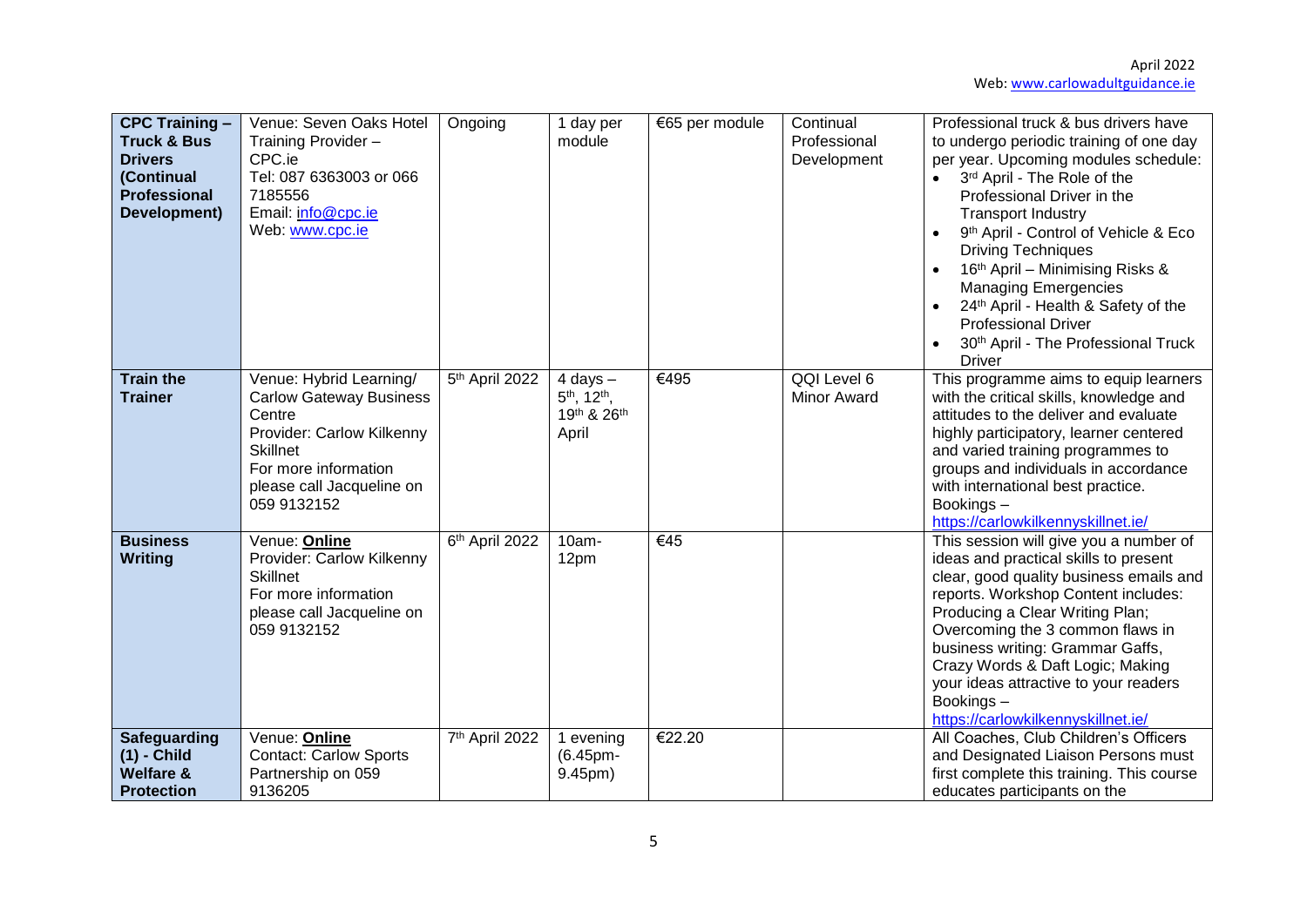| **CPC Training – Truck & Bus Drivers (Continual Professional Development)** | Venue: Seven Oaks Hotel<br>Training Provider – CPC.ie<br>Tel: 087 6363003 or 066 7185556<br>Email: info@cpc.ie<br>Web: www.cpc.ie | Ongoing | 1 day per module | €65 per module | Continual Professional Development | Professional truck & bus drivers have to undergo periodic training of one day per year. Upcoming modules schedule:<br>• 3rd April - The Role of the Professional Driver in the Transport Industry<br>• 9th April - Control of Vehicle & Eco Driving Techniques<br>• 16th April – Minimising Risks & Managing Emergencies<br>• 24th April - Health & Safety of the Professional Driver<br>• 30th April - The Professional Truck Driver |
|---|---|---|---|---|---|---|
| **Train the Trainer** | Venue: Hybrid Learning/ Carlow Gateway Business Centre<br>Provider: Carlow Kilkenny Skillnet<br>For more information please call Jacqueline on 059 9132152 | 5th April 2022 | 4 days – 5th, 12th, 19th & 26th April | €495 | QQI Level 6 Minor Award | This programme aims to equip learners with the critical skills, knowledge and attitudes to the deliver and evaluate highly participatory, learner centered and varied training programmes to groups and individuals in accordance with international best practice.<br>Bookings – https://carlowkilkennyskillnet.ie/ |
| **Business Writing** | Venue: **Online**<br>Provider: Carlow Kilkenny Skillnet<br>For more information please call Jacqueline on 059 9132152 | 6th April 2022 | 10am-12pm | €45 | | This session will give you a number of ideas and practical skills to present clear, good quality business emails and reports. Workshop Content includes: Producing a Clear Writing Plan; Overcoming the 3 common flaws in business writing: Grammar Gaffs, Crazy Words & Daft Logic; Making your ideas attractive to your readers<br>Bookings – https://carlowkilkennyskillnet.ie/ |
| **Safeguarding (1) - Child Welfare & Protection** | Venue: **Online**<br>Contact: Carlow Sports Partnership on 059 9136205 | 7th April 2022 | 1 evening (6.45pm-9.45pm) | €22.20 | | All Coaches, Club Children's Officers and Designated Liaison Persons must first complete this training. This course educates participants on the |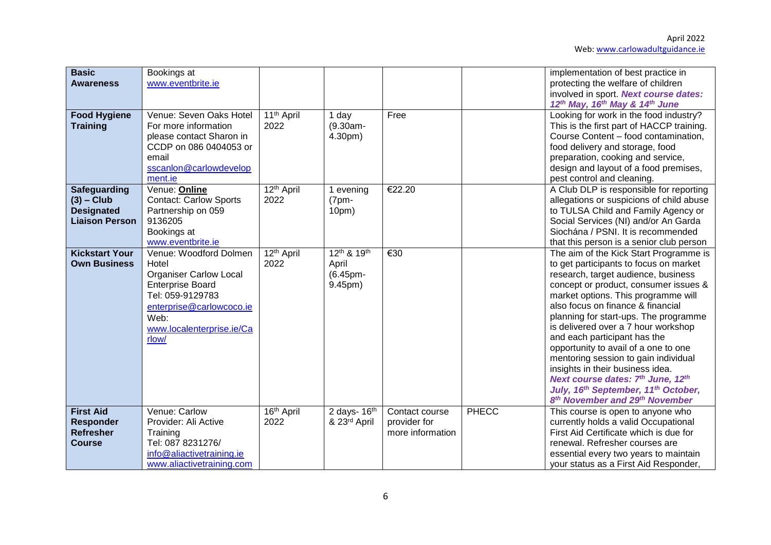| **Basic Awareness** | Bookings at www.eventbrite.ie | | | | | implementation of best practice in protecting the welfare of children involved in sport. ***Next course dates: 12th May, 16th May & 14th June*** |
|---|---|---|---|---|---|---|
| **Food Hygiene Training** | Venue: Seven Oaks Hotel For more information please contact Sharon in CCDP on 086 0404053 or email sscanlon@carlowdevelopment.ie | 11th April 2022 | 1 day (9.30am-4.30pm) | Free | | Looking for work in the food industry? This is the first part of HACCP training. Course Content – food contamination, food delivery and storage, food preparation, cooking and service, design and layout of a food premises, pest control and cleaning. |
| **Safeguarding (3) – Club Designated Liaison Person** | Venue: **Online** Contact: Carlow Sports Partnership on 059 9136205 Bookings at www.eventbrite.ie | 12th April 2022 | 1 evening (7pm-10pm) | €22.20 | | A Club DLP is responsible for reporting allegations or suspicions of child abuse to TULSA Child and Family Agency or Social Services (NI) and/or An Garda Siochána / PSNI. It is recommended that this person is a senior club person |
| **Kickstart Your Own Business** | Venue: Woodford Dolmen Hotel Organiser Carlow Local Enterprise Board Tel: 059-9129783 enterprise@carlowcoco.ie Web: www.localenterprise.ie/Carlow/ | 12th April 2022 | 12th & 19th April (6.45pm-9.45pm) | €30 | | The aim of the Kick Start Programme is to get participants to focus on market research, target audience, business concept or product, consumer issues & market options. This programme will also focus on finance & financial planning for start-ups. The programme is delivered over a 7 hour workshop and each participant has the opportunity to avail of a one to one mentoring session to gain individual insights in their business idea. ***Next course dates: 7th June, 12th July, 16th September, 11th October, 8th November and 29th November*** |
| **First Aid Responder Refresher Course** | Venue: Carlow Provider: Ali Active Training Tel: 087 8231276/ info@aliactivetraining.ie www.aliactivetraining.com | 16th April 2022 | 2 days- 16th & 23rd April | Contact course provider for more information | PHECC | This course is open to anyone who currently holds a valid Occupational First Aid Certificate which is due for renewal. Refresher courses are essential every two years to maintain your status as a First Aid Responder, |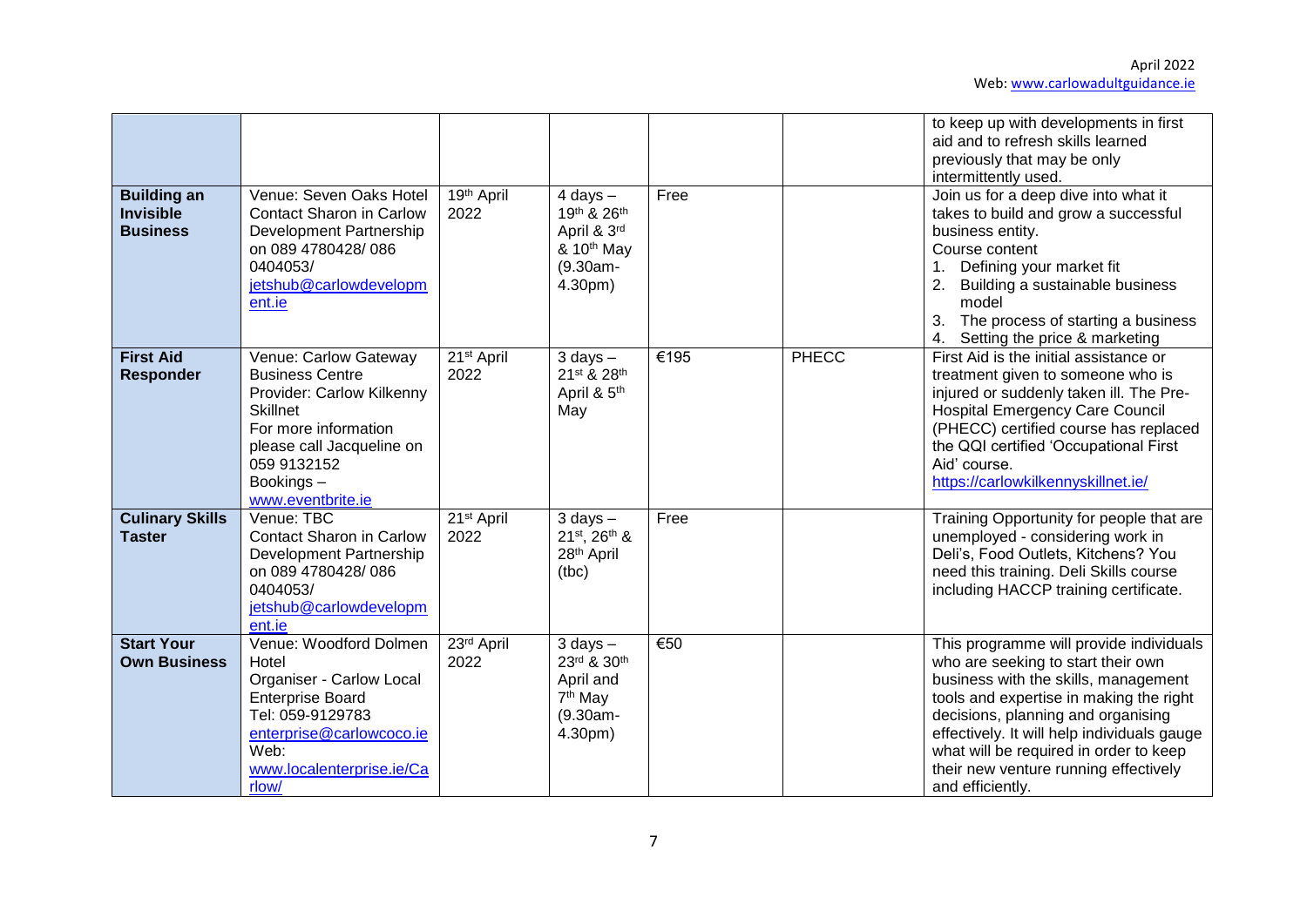| | | | | | | |
|---|---|---|---|---|---|---|
| | | | | | | to keep up with developments in first aid and to refresh skills learned previously that may be only intermittently used. |
| **Building an Invisible Business** | Venue: Seven Oaks Hotel Contact Sharon in Carlow Development Partnership on 089 4780428/ 086 0404053/ jetshub@carlowdevelopment.ie | 19th April 2022 | 4 days – 19th & 26th April & 3rd & 10th May (9.30am-4.30pm) | Free | | Join us for a deep dive into what it takes to build and grow a successful business entity. Course content 1. Defining your market fit 2. Building a sustainable business model 3. The process of starting a business 4. Setting the price & marketing |
| **First Aid Responder** | Venue: Carlow Gateway Business Centre Provider: Carlow Kilkenny Skillnet For more information please call Jacqueline on 059 9132152 Bookings – www.eventbrite.ie | 21st April 2022 | 3 days – 21st & 28th April & 5th May | €195 | PHECC | First Aid is the initial assistance or treatment given to someone who is injured or suddenly taken ill. The Pre-Hospital Emergency Care Council (PHECC) certified course has replaced the QQI certified 'Occupational First Aid' course. https://carlowkilkennyskillnet.ie/ |
| **Culinary Skills Taster** | Venue: TBC Contact Sharon in Carlow Development Partnership on 089 4780428/ 086 0404053/ jetshub@carlowdevelopment.ie | 21st April 2022 | 3 days – 21st, 26th & 28th April (tbc) | Free | | Training Opportunity for people that are unemployed - considering work in Deli's, Food Outlets, Kitchens? You need this training. Deli Skills course including HACCP training certificate. |
| **Start Your Own Business** | Venue: Woodford Dolmen Hotel Organiser - Carlow Local Enterprise Board Tel: 059-9129783 enterprise@carlowcoco.ie Web: www.localenterprise.ie/Carlow/ | 23rd April 2022 | 3 days – 23rd & 30th April and 7th May (9.30am-4.30pm) | €50 | | This programme will provide individuals who are seeking to start their own business with the skills, management tools and expertise in making the right decisions, planning and organising effectively. It will help individuals gauge what will be required in order to keep their new venture running effectively and efficiently. |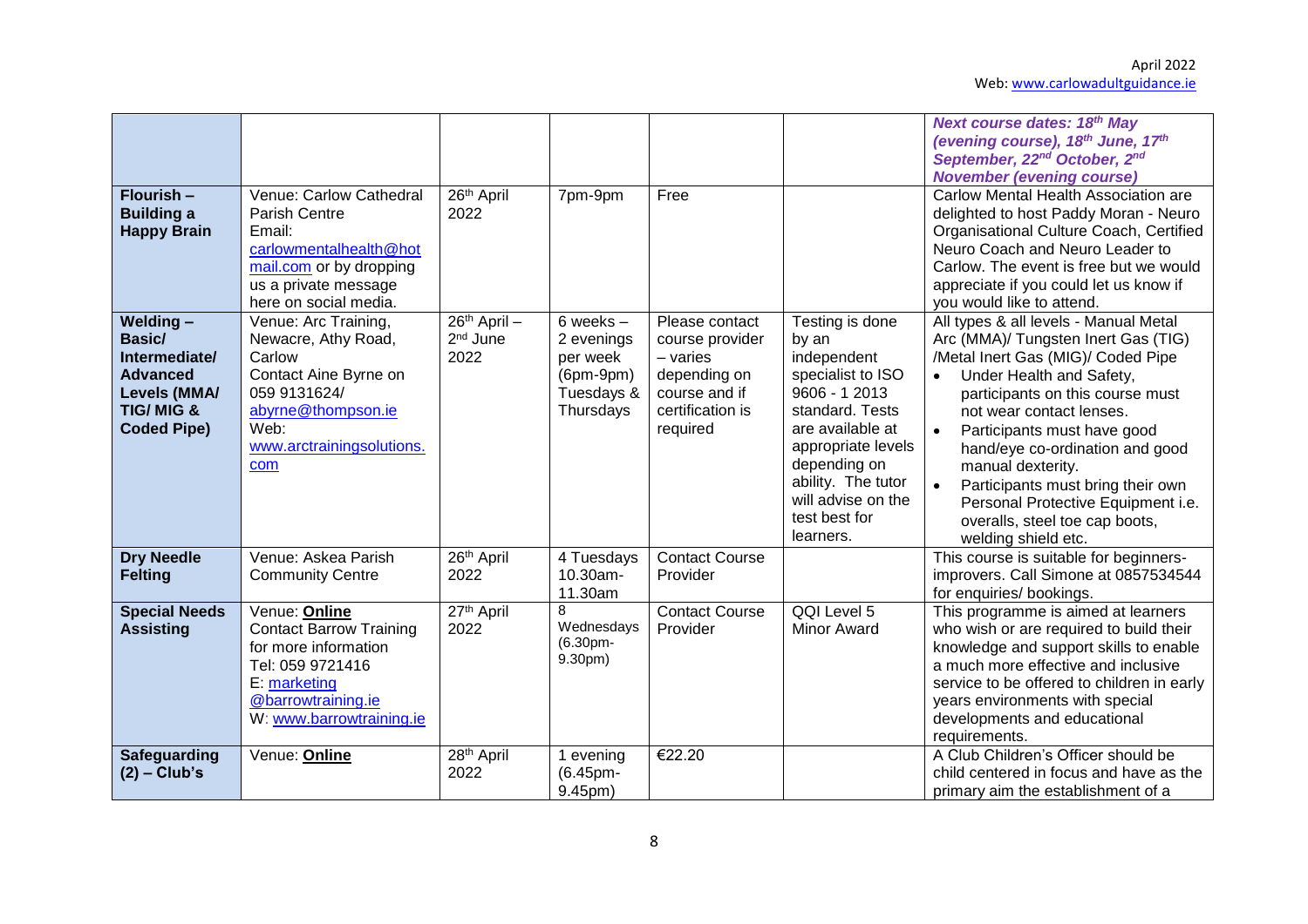| | | | | | | |
|---|---|---|---|---|---|---|
| | | | | | | ***Next course dates: 18th May (evening course), 18th June, 17th September, 22nd October, 2nd November (evening course)*** |
| **Flourish – Building a Happy Brain** | Venue: Carlow Cathedral Parish Centre Email: carlowmentalhealth@hotmail.com or by dropping us a private message here on social media. | 26th April 2022 | 7pm-9pm | Free | | Carlow Mental Health Association are delighted to host Paddy Moran - Neuro Organisational Culture Coach, Certified Neuro Coach and Neuro Leader to Carlow. The event is free but we would appreciate if you could let us know if you would like to attend. |
| **Welding – Basic/ Intermediate/ Advanced Levels (MMA/ TIG/ MIG & Coded Pipe)** | Venue: Arc Training, Newacre, Athy Road, Carlow Contact Aine Byrne on 059 9131624/ abyrne@thompson.ie Web: www.arctrainingsolutions.com | 26th April – 2nd June 2022 | 6 weeks – 2 evenings per week (6pm-9pm) Tuesdays & Thursdays | Please contact course provider – varies depending on course and if certification is required | Testing is done by an independent specialist to ISO 9606 - 1 2013 standard. Tests are available at appropriate levels depending on ability. The tutor will advise on the test best for learners. | All types & all levels - Manual Metal Arc (MMA)/ Tungsten Inert Gas (TIG) /Metal Inert Gas (MIG)/ Coded Pipe<br>• Under Health and Safety, participants on this course must not wear contact lenses.<br>• Participants must have good hand/eye co-ordination and good manual dexterity.<br>• Participants must bring their own Personal Protective Equipment i.e. overalls, steel toe cap boots, welding shield etc. |
| **Dry Needle Felting** | Venue: Askea Parish Community Centre | 26th April 2022 | 4 Tuesdays 10.30am-11.30am | Contact Course Provider | | This course is suitable for beginners-improvers. Call Simone at 0857534544 for enquiries/ bookings. |
| **Special Needs Assisting** | Venue: **Online** Contact Barrow Training for more information Tel: 059 9721416 E: marketing@barrowtraining.ie W: www.barrowtraining.ie | 27th April 2022 | 8 Wednesdays (6.30pm-9.30pm) | Contact Course Provider | QQI Level 5 Minor Award | This programme is aimed at learners who wish or are required to build their knowledge and support skills to enable a much more effective and inclusive service to be offered to children in early years environments with special developments and educational requirements. |
| **Safeguarding (2) – Club's** | Venue: **Online** | 28th April 2022 | 1 evening (6.45pm-9.45pm) | €22.20 | | A Club Children's Officer should be child centered in focus and have as the primary aim the establishment of a |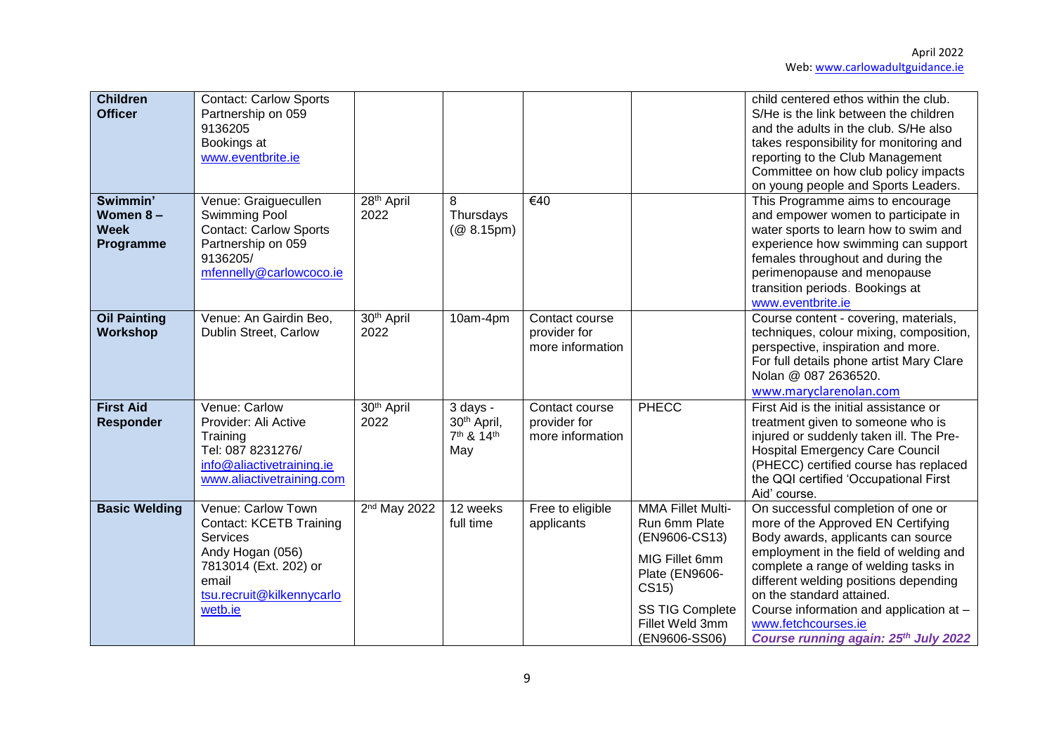| | | | | | | |
|---|---|---|---|---|---|---|
| **Children Officer** | Contact: Carlow Sports Partnership on 059 9136205 Bookings at www.eventbrite.ie | | | | | child centered ethos within the club. S/He is the link between the children and the adults in the club. S/He also takes responsibility for monitoring and reporting to the Club Management Committee on how club policy impacts on young people and Sports Leaders. |
| **Swimmin' Women 8 – Week Programme** | Venue: Graiguecullen Swimming Pool Contact: Carlow Sports Partnership on 059 9136205/ mfennelly@carlowcoco.ie | 28th April 2022 | 8 Thursdays (@ 8.15pm) | €40 | | This Programme aims to encourage and empower women to participate in water sports to learn how to swim and experience how swimming can support females throughout and during the perimenopause and menopause transition periods. Bookings at www.eventbrite.ie |
| **Oil Painting Workshop** | Venue: An Gairdin Beo, Dublin Street, Carlow | 30th April 2022 | 10am-4pm | Contact course provider for more information | | Course content - covering, materials, techniques, colour mixing, composition, perspective, inspiration and more. For full details phone artist Mary Clare Nolan @ 087 2636520. www.maryclarenolan.com |
| **First Aid Responder** | Venue: Carlow Provider: Ali Active Training Tel: 087 8231276/ info@aliactivetraining.ie www.aliactivetraining.com | 30th April 2022 | 3 days - 30th April, 7th & 14th May | Contact course provider for more information | PHECC | First Aid is the initial assistance or treatment given to someone who is injured or suddenly taken ill. The Pre-Hospital Emergency Care Council (PHECC) certified course has replaced the QQI certified 'Occupational First Aid' course. |
| **Basic Welding** | Venue: Carlow Town Contact: KCETB Training Services Andy Hogan (056) 7813014 (Ext. 202) or email tsu.recruit@kilkennycarlowetb.ie | 2nd May 2022 | 12 weeks full time | Free to eligible applicants | MMA Fillet Multi-Run 6mm Plate (EN9606-CS13) MIG Fillet 6mm Plate (EN9606-CS15) SS TIG Complete Fillet Weld 3mm (EN9606-SS06) | On successful completion of one or more of the Approved EN Certifying Body awards, applicants can source employment in the field of welding and complete a range of welding tasks in different welding positions depending on the standard attained. Course information and application at – www.fetchcourses.ie ***Course running again: 25th July 2022*** |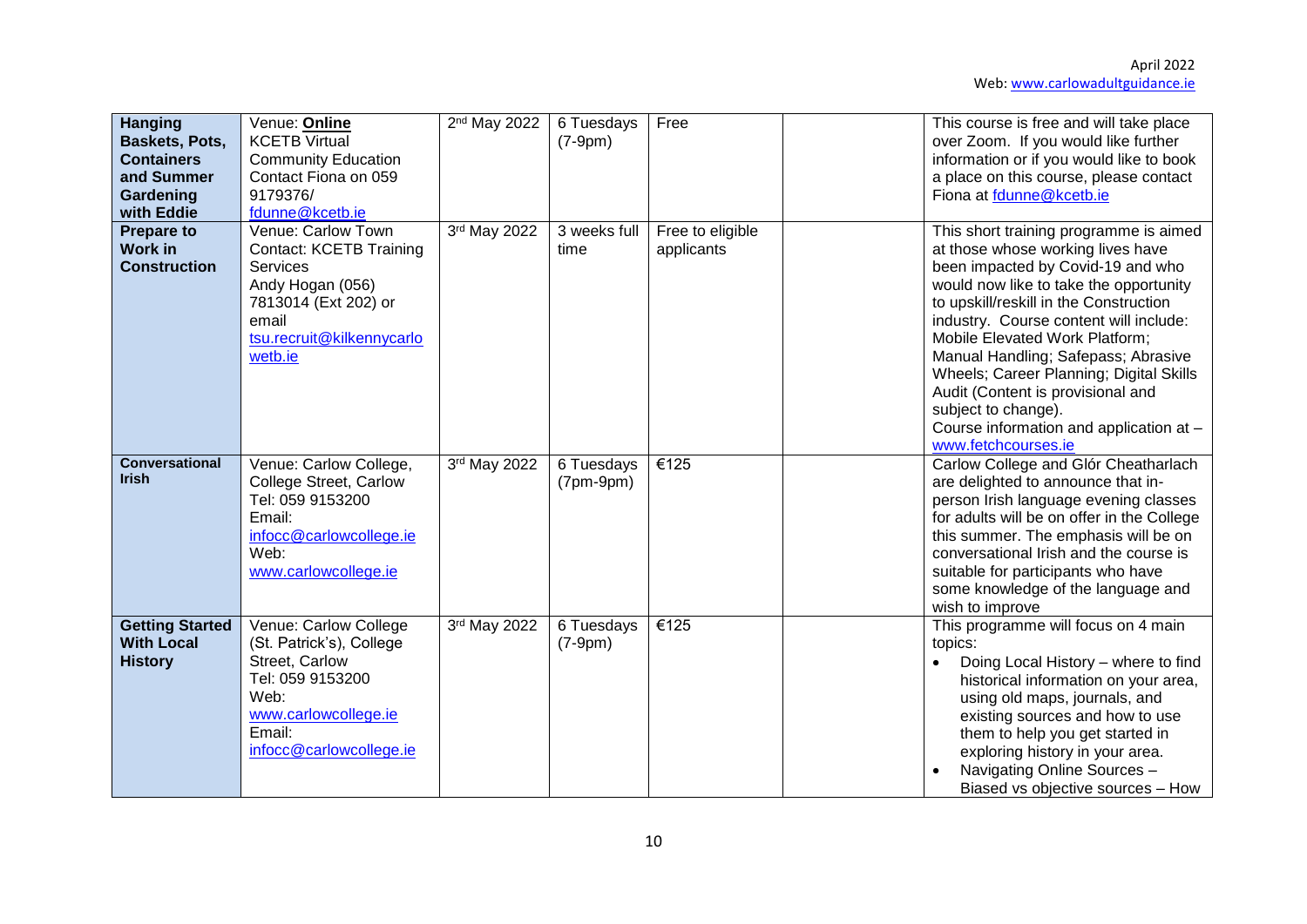| **Hanging Baskets, Pots, Containers and Summer Gardening with Eddie** | Venue: **Online** KCETB Virtual Community Education Contact Fiona on 059 9179376/ fdunne@kcetb.ie | 2nd May 2022 | 6 Tuesdays (7-9pm) | Free | | This course is free and will take place over Zoom. If you would like further information or if you would like to book a place on this course, please contact Fiona at fdunne@kcetb.ie |
|---|---|---|---|---|---|---|
| **Prepare to Work in Construction** | Venue: Carlow Town Contact: KCETB Training Services Andy Hogan (056) 7813014 (Ext 202) or email tsu.recruit@kilkennycarlowetb.ie | 3rd May 2022 | 3 weeks full time | Free to eligible applicants | | This short training programme is aimed at those whose working lives have been impacted by Covid-19 and who would now like to take the opportunity to upskill/reskill in the Construction industry. Course content will include: Mobile Elevated Work Platform; Manual Handling; Safepass; Abrasive Wheels; Career Planning; Digital Skills Audit (Content is provisional and subject to change).<br>Course information and application at – www.fetchcourses.ie |
| **Conversational Irish** | Venue: Carlow College, College Street, Carlow Tel: 059 9153200 Email: infocc@carlowcollege.ie Web: www.carlowcollege.ie | 3rd May 2022 | 6 Tuesdays (7pm-9pm) | €125 | | Carlow College and Glór Cheatharlach are delighted to announce that in-person Irish language evening classes for adults will be on offer in the College this summer. The emphasis will be on conversational Irish and the course is suitable for participants who have some knowledge of the language and wish to improve |
| **Getting Started With Local History** | Venue: Carlow College (St. Patrick's), College Street, Carlow Tel: 059 9153200 Web: www.carlowcollege.ie Email: infocc@carlowcollege.ie | 3rd May 2022 | 6 Tuesdays (7-9pm) | €125 | | This programme will focus on 4 main topics:<br>• Doing Local History – where to find historical information on your area, using old maps, journals, and existing sources and how to use them to help you get started in exploring history in your area.<br>• Navigating Online Sources – Biased vs objective sources – How |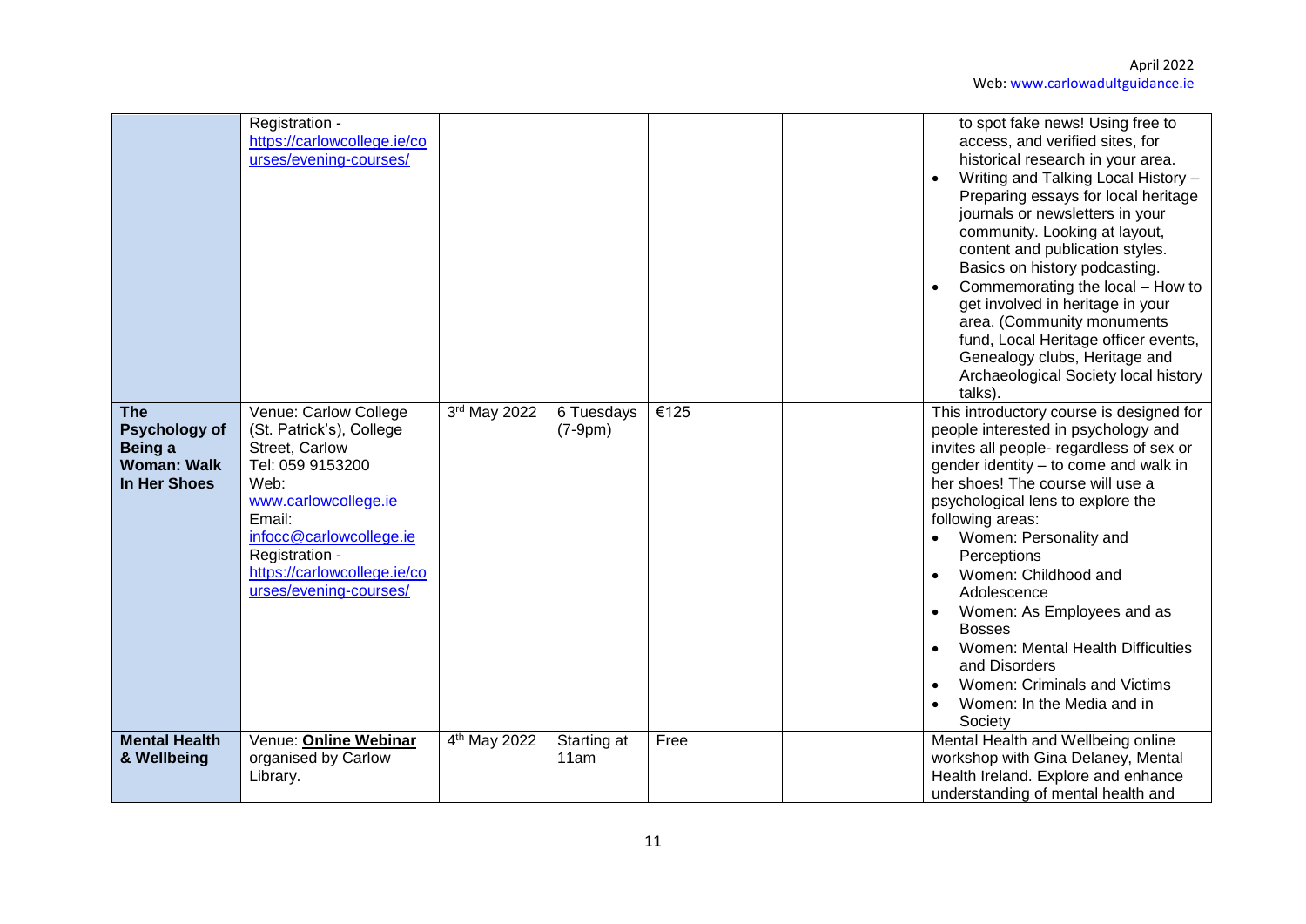| | | | | | | |
|---|---|---|---|---|---|---|
| | Registration - https://carlowcollege.ie/courses/evening-courses/ | | | | | to spot fake news! Using free to access, and verified sites, for historical research in your area.<br>• Writing and Talking Local History – Preparing essays for local heritage journals or newsletters in your community. Looking at layout, content and publication styles. Basics on history podcasting.<br>• Commemorating the local – How to get involved in heritage in your area. (Community monuments fund, Local Heritage officer events, Genealogy clubs, Heritage and Archaeological Society local history talks). |
| **The Psychology of Being a Woman: Walk In Her Shoes** | Venue: Carlow College (St. Patrick's), College Street, Carlow<br>Tel: 059 9153200<br>Web: www.carlowcollege.ie<br>Email: infocc@carlowcollege.ie<br>Registration - https://carlowcollege.ie/courses/evening-courses/ | 3rd May 2022 | 6 Tuesdays (7-9pm) | €125 | | This introductory course is designed for people interested in psychology and invites all people- regardless of sex or gender identity – to come and walk in her shoes! The course will use a psychological lens to explore the following areas:<br>• Women: Personality and Perceptions<br>• Women: Childhood and Adolescence<br>• Women: As Employees and as Bosses<br>• Women: Mental Health Difficulties and Disorders<br>• Women: Criminals and Victims<br>• Women: In the Media and in Society |
| **Mental Health & Wellbeing** | Venue: **Online Webinar** organised by Carlow Library. | 4th May 2022 | Starting at 11am | Free | | Mental Health and Wellbeing online workshop with Gina Delaney, Mental Health Ireland. Explore and enhance understanding of mental health and |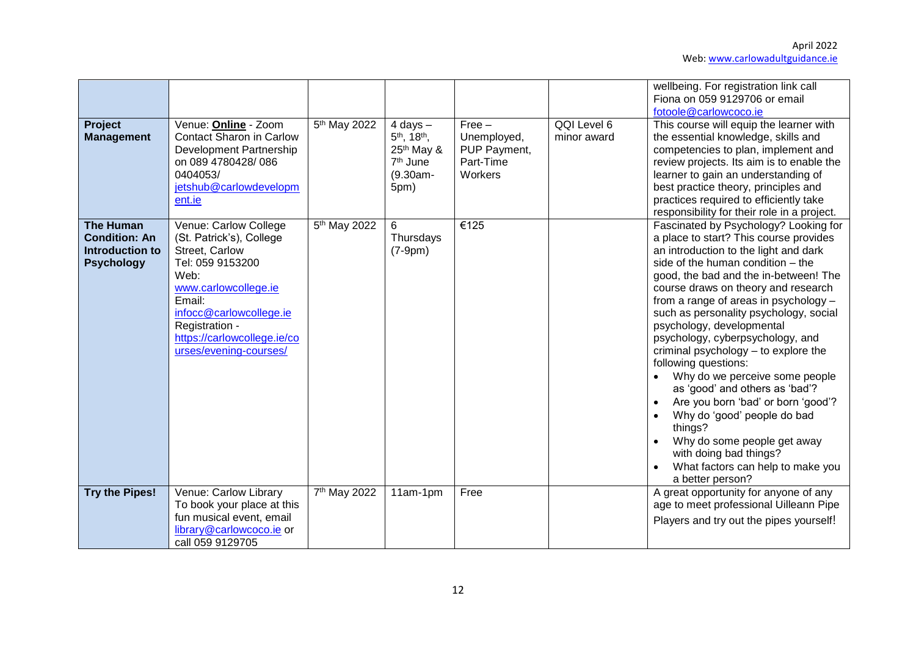| | | | | | | |
|---|---|---|---|---|---|---|
| | | | | | | wellbeing. For registration link call Fiona on 059 9129706 or email fotoole@carlowcoco.ie |
| **Project Management** | Venue: **Online** - Zoom Contact Sharon in Carlow Development Partnership on 089 4780428/ 086 0404053/ jetshub@carlowdevelopment.ie | 5th May 2022 | 4 days – 5th, 18th, 25th May & 7th June (9.30am-5pm) | Free – Unemployed, PUP Payment, Part-Time Workers | QQI Level 6 minor award | This course will equip the learner with the essential knowledge, skills and competencies to plan, implement and review projects. Its aim is to enable the learner to gain an understanding of best practice theory, principles and practices required to efficiently take responsibility for their role in a project. |
| **The Human Condition: An Introduction to Psychology** | Venue: Carlow College (St. Patrick's), College Street, Carlow Tel: 059 9153200 Web: www.carlowcollege.ie Email: infocc@carlowcollege.ie Registration - https://carlowcollege.ie/courses/evening-courses/ | 5th May 2022 | 6 Thursdays (7-9pm) | €125 | | Fascinated by Psychology? Looking for a place to start? This course provides an introduction to the light and dark side of the human condition – the good, the bad and the in-between! The course draws on theory and research from a range of areas in psychology – such as personality psychology, social psychology, developmental psychology, cyberpsychology, and criminal psychology – to explore the following questions: <br>• Why do we perceive some people as 'good' and others as 'bad'? <br>• Are you born 'bad' or born 'good'? <br>• Why do 'good' people do bad things? <br>• Why do some people get away with doing bad things? <br>• What factors can help to make you a better person? |
| **Try the Pipes!** | Venue: Carlow Library To book your place at this fun musical event, email library@carlowcoco.ie or call 059 9129705 | 7th May 2022 | 11am-1pm | Free | | A great opportunity for anyone of any age to meet professional Uilleann Pipe Players and try out the pipes yourself! |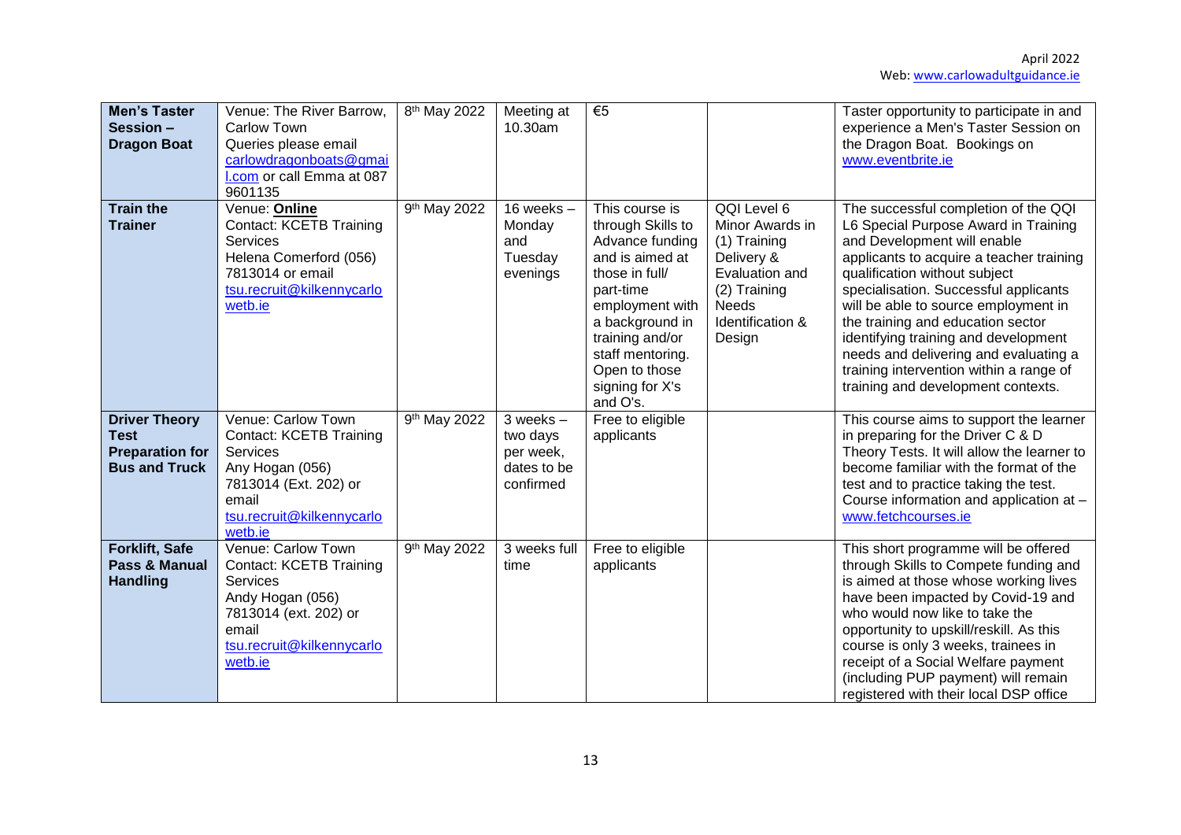| | | | | | | |
|---|---|---|---|---|---|---|
| **Men's Taster Session – Dragon Boat** | Venue: The River Barrow, Carlow Town<br>Queries please email carlowdragonboats@gmail.com or call Emma at 087 9601135 | 8th May 2022 | Meeting at 10.30am | €5 | | Taster opportunity to participate in and experience a Men's Taster Session on the Dragon Boat. Bookings on www.eventbrite.ie |
| **Train the Trainer** | Venue: **Online**<br>Contact: KCETB Training Services<br>Helena Comerford (056) 7813014 or email tsu.recruit@kilkennycarlowetb.ie | 9th May 2022 | 16 weeks – Monday and Tuesday evenings | This course is through Skills to Advance funding and is aimed at those in full/ part-time employment with a background in training and/or staff mentoring. Open to those signing for X's and O's. | QQI Level 6 Minor Awards in (1) Training Delivery & Evaluation and (2) Training Needs Identification & Design | The successful completion of the QQI L6 Special Purpose Award in Training and Development will enable applicants to acquire a teacher training qualification without subject specialisation. Successful applicants will be able to source employment in the training and education sector identifying training and development needs and delivering and evaluating a training intervention within a range of training and development contexts. |
| **Driver Theory Test Preparation for Bus and Truck** | Venue: Carlow Town<br>Contact: KCETB Training Services<br>Any Hogan (056) 7813014 (Ext. 202) or email tsu.recruit@kilkennycarlowetb.ie | 9th May 2022 | 3 weeks – two days per week, dates to be confirmed | Free to eligible applicants | | This course aims to support the learner in preparing for the Driver C & D Theory Tests. It will allow the learner to become familiar with the format of the test and to practice taking the test. Course information and application at – www.fetchcourses.ie |
| **Forklift, Safe Pass & Manual Handling** | Venue: Carlow Town<br>Contact: KCETB Training Services<br>Andy Hogan (056) 7813014 (ext. 202) or email tsu.recruit@kilkennycarlowetb.ie | 9th May 2022 | 3 weeks full time | Free to eligible applicants | | This short programme will be offered through Skills to Compete funding and is aimed at those whose working lives have been impacted by Covid-19 and who would now like to take the opportunity to upskill/reskill. As this course is only 3 weeks, trainees in receipt of a Social Welfare payment (including PUP payment) will remain registered with their local DSP office |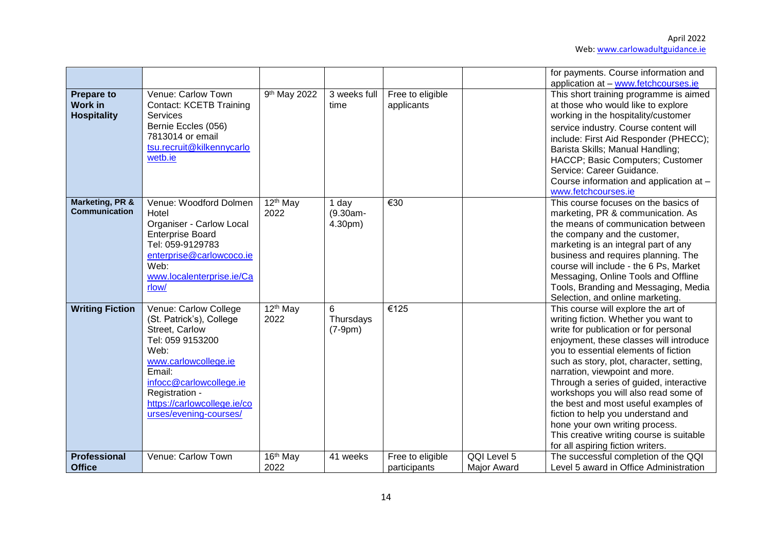| | | | | | | |
|---|---|---|---|---|---|---|
| | | | | | | for payments. Course information and application at – www.fetchcourses.ie |
| **Prepare to Work in Hospitality** | Venue: Carlow Town Contact: KCETB Training Services Bernie Eccles (056) 7813014 or email tsu.recruit@kilkennycarlowetb.ie | 9th May 2022 | 3 weeks full time | Free to eligible applicants | | This short training programme is aimed at those who would like to explore working in the hospitality/customer service industry. Course content will include: First Aid Responder (PHECC); Barista Skills; Manual Handling; HACCP; Basic Computers; Customer Service: Career Guidance. Course information and application at – www.fetchcourses.ie |
| **Marketing, PR & Communication** | Venue: Woodford Dolmen Hotel Organiser - Carlow Local Enterprise Board Tel: 059-9129783 enterprise@carlowcoco.ie Web: www.localenterprise.ie/Carlow/ | 12th May 2022 | 1 day (9.30am-4.30pm) | €30 | | This course focuses on the basics of marketing, PR & communication. As the means of communication between the company and the customer, marketing is an integral part of any business and requires planning. The course will include - the 6 Ps, Market Messaging, Online Tools and Offline Tools, Branding and Messaging, Media Selection, and online marketing. |
| **Writing Fiction** | Venue: Carlow College (St. Patrick's), College Street, Carlow Tel: 059 9153200 Web: www.carlowcollege.ie Email: infocc@carlowcollege.ie Registration - https://carlowcollege.ie/courses/evening-courses/ | 12th May 2022 | 6 Thursdays (7-9pm) | €125 | | This course will explore the art of writing fiction. Whether you want to write for publication or for personal enjoyment, these classes will introduce you to essential elements of fiction such as story, plot, character, setting, narration, viewpoint and more. Through a series of guided, interactive workshops you will also read some of the best and most useful examples of fiction to help you understand and hone your own writing process. This creative writing course is suitable for all aspiring fiction writers. |
| **Professional Office** | Venue: Carlow Town | 16th May 2022 | 41 weeks | Free to eligible participants | QQI Level 5 Major Award | The successful completion of the QQI Level 5 award in Office Administration |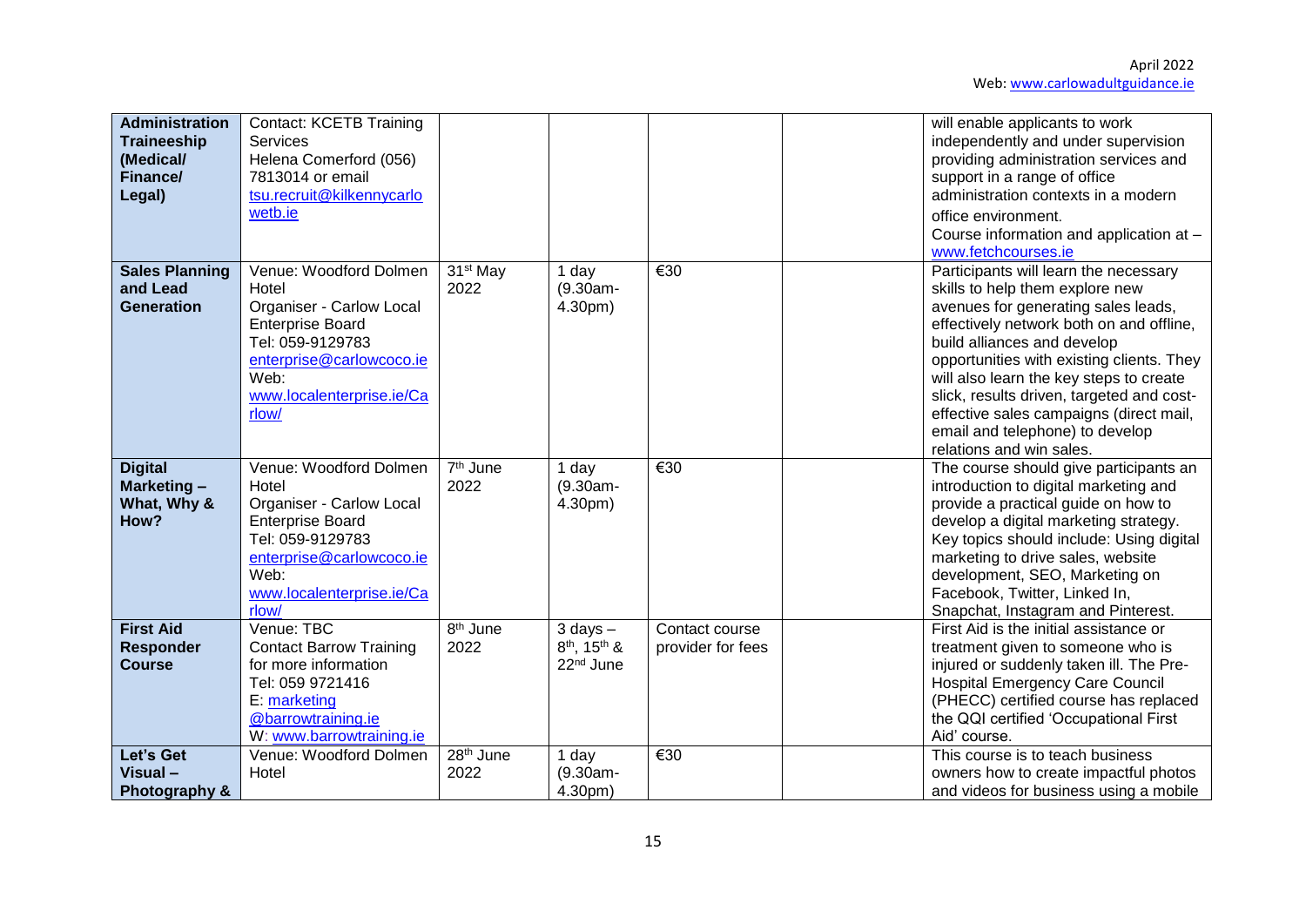| | | | | | | |
|---|---|---|---|---|---|---|
| **Administration Traineeship (Medical/ Finance/ Legal)** | Contact: KCETB Training Services Helena Comerford (056) 7813014 or email tsu.recruit@kilkennycarlowetb.ie | | | | | will enable applicants to work independently and under supervision providing administration services and support in a range of office administration contexts in a modern office environment. Course information and application at – www.fetchcourses.ie |
| **Sales Planning and Lead Generation** | Venue: Woodford Dolmen Hotel Organiser - Carlow Local Enterprise Board Tel: 059-9129783 enterprise@carlowcoco.ie Web: www.localenterprise.ie/Carlow/ | 31st May 2022 | 1 day (9.30am-4.30pm) | €30 | | Participants will learn the necessary skills to help them explore new avenues for generating sales leads, effectively network both on and offline, build alliances and develop opportunities with existing clients. They will also learn the key steps to create slick, results driven, targeted and cost-effective sales campaigns (direct mail, email and telephone) to develop relations and win sales. |
| **Digital Marketing – What, Why & How?** | Venue: Woodford Dolmen Hotel Organiser - Carlow Local Enterprise Board Tel: 059-9129783 enterprise@carlowcoco.ie Web: www.localenterprise.ie/Carlow/ | 7th June 2022 | 1 day (9.30am-4.30pm) | €30 | | The course should give participants an introduction to digital marketing and provide a practical guide on how to develop a digital marketing strategy. Key topics should include: Using digital marketing to drive sales, website development, SEO, Marketing on Facebook, Twitter, Linked In, Snapchat, Instagram and Pinterest. |
| **First Aid Responder Course** | Venue: TBC Contact Barrow Training for more information Tel: 059 9721416 E: marketing @barrowtraining.ie W: www.barrowtraining.ie | 8th June 2022 | 3 days – 8th, 15th & 22nd June | Contact course provider for fees | | First Aid is the initial assistance or treatment given to someone who is injured or suddenly taken ill. The Pre-Hospital Emergency Care Council (PHECC) certified course has replaced the QQI certified 'Occupational First Aid' course. |
| **Let's Get Visual – Photography &** | Venue: Woodford Dolmen Hotel | 28th June 2022 | 1 day (9.30am-4.30pm) | €30 | | This course is to teach business owners how to create impactful photos and videos for business using a mobile |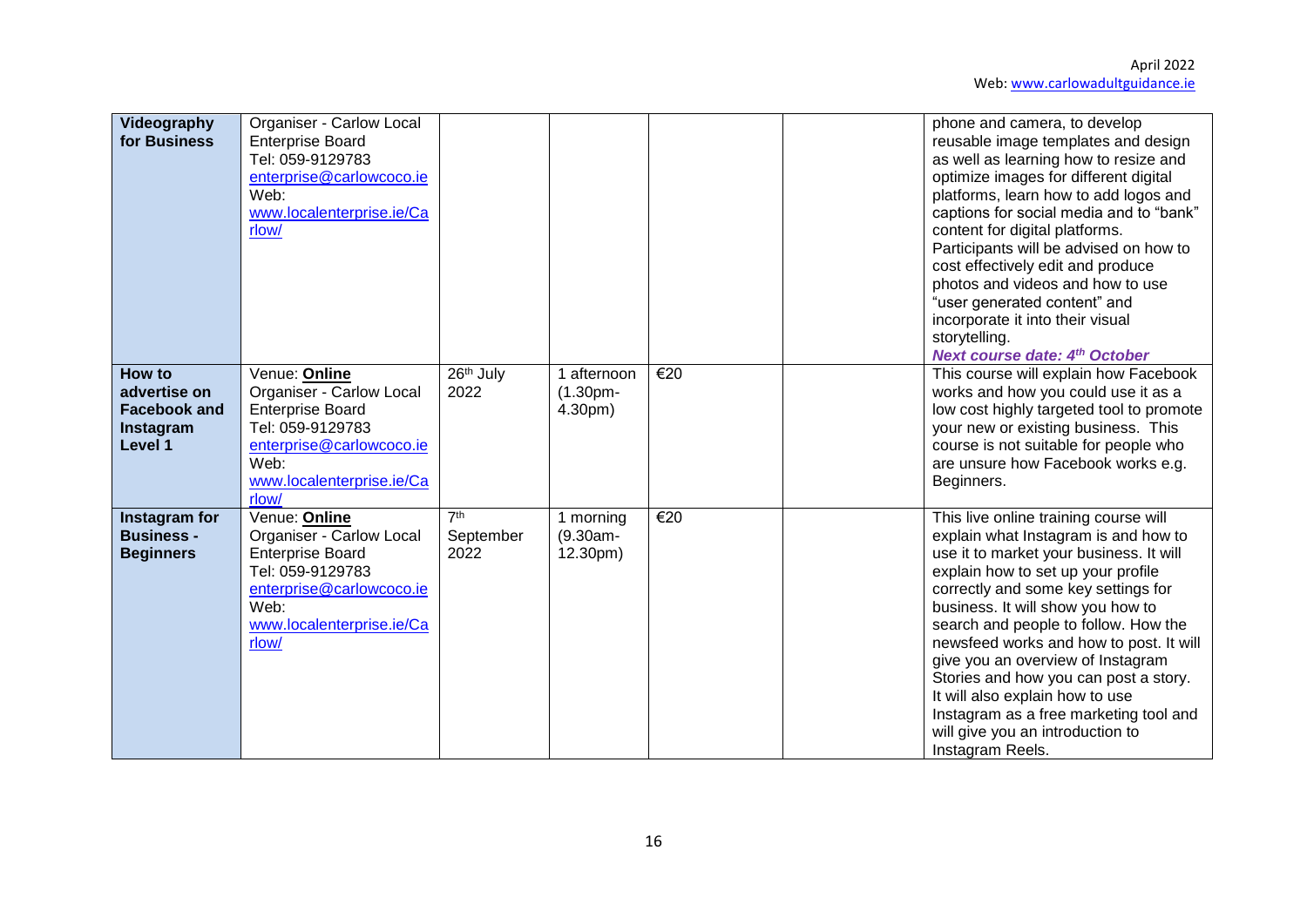| **Videography for Business** | Organiser - Carlow Local Enterprise Board<br>Tel: 059-9129783<br>enterprise@carlowcoco.ie<br>Web:<br>www.localenterprise.ie/Carlow/ | | | | | phone and camera, to develop reusable image templates and design as well as learning how to resize and optimize images for different digital platforms, learn how to add logos and captions for social media and to "bank" content for digital platforms. Participants will be advised on how to cost effectively edit and produce photos and videos and how to use "user generated content" and incorporate it into their visual storytelling.<br>***Next course date: 4th October*** |
|---|---|---|---|---|---|---|
| **How to advertise on Facebook and Instagram Level 1** | Venue: **Online**<br>Organiser - Carlow Local Enterprise Board<br>Tel: 059-9129783<br>enterprise@carlowcoco.ie<br>Web:<br>www.localenterprise.ie/Carlow/ | 26th July 2022 | 1 afternoon (1.30pm-4.30pm) | €20 | | This course will explain how Facebook works and how you could use it as a low cost highly targeted tool to promote your new or existing business. This course is not suitable for people who are unsure how Facebook works e.g. Beginners. |
| **Instagram for Business - Beginners** | Venue: **Online**<br>Organiser - Carlow Local Enterprise Board<br>Tel: 059-9129783<br>enterprise@carlowcoco.ie<br>Web:<br>www.localenterprise.ie/Carlow/ | 7th September 2022 | 1 morning (9.30am-12.30pm) | €20 | | This live online training course will explain what Instagram is and how to use it to market your business. It will explain how to set up your profile correctly and some key settings for business. It will show you how to search and people to follow. How the newsfeed works and how to post. It will give you an overview of Instagram Stories and how you can post a story. It will also explain how to use Instagram as a free marketing tool and will give you an introduction to Instagram Reels. |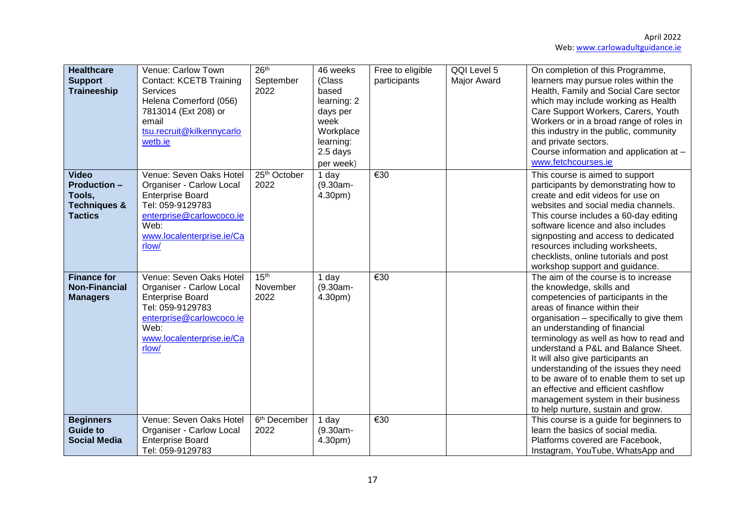| **Healthcare Support Traineeship** | Venue: Carlow Town<br>Contact: KCETB Training Services<br>Helena Comerford (056) 7813014 (Ext 208) or email<br>tsu.recruit@kilkennycarlowetb.ie | 26th September 2022 | 46 weeks (Class based learning: 2 days per week Workplace learning: 2.5 days per week) | Free to eligible participants | QQI Level 5 Major Award | On completion of this Programme, learners may pursue roles within the Health, Family and Social Care sector which may include working as Health Care Support Workers, Carers, Youth Workers or in a broad range of roles in this industry in the public, community and private sectors.<br>Course information and application at – www.fetchcourses.ie |
|---|---|---|---|---|---|---|
| **Video Production – Tools, Techniques & Tactics** | Venue: Seven Oaks Hotel<br>Organiser - Carlow Local Enterprise Board<br>Tel: 059-9129783<br>enterprise@carlowcoco.ie<br>Web: www.localenterprise.ie/Carlow/ | 25th October 2022 | 1 day (9.30am-4.30pm) | €30 | | This course is aimed to support participants by demonstrating how to create and edit videos for use on websites and social media channels. This course includes a 60-day editing software licence and also includes signposting and access to dedicated resources including worksheets, checklists, online tutorials and post workshop support and guidance. |
| **Finance for Non-Financial Managers** | Venue: Seven Oaks Hotel<br>Organiser - Carlow Local Enterprise Board<br>Tel: 059-9129783<br>enterprise@carlowcoco.ie<br>Web: www.localenterprise.ie/Carlow/ | 15th November 2022 | 1 day (9.30am-4.30pm) | €30 | | The aim of the course is to increase the knowledge, skills and competencies of participants in the areas of finance within their organisation – specifically to give them an understanding of financial terminology as well as how to read and understand a P&L and Balance Sheet. It will also give participants an understanding of the issues they need to be aware of to enable them to set up an effective and efficient cashflow management system in their business to help nurture, sustain and grow. |
| **Beginners Guide to Social Media** | Venue: Seven Oaks Hotel<br>Organiser - Carlow Local Enterprise Board<br>Tel: 059-9129783 | 6th December 2022 | 1 day (9.30am-4.30pm) | €30 | | This course is a guide for beginners to learn the basics of social media. Platforms covered are Facebook, Instagram, YouTube, WhatsApp and |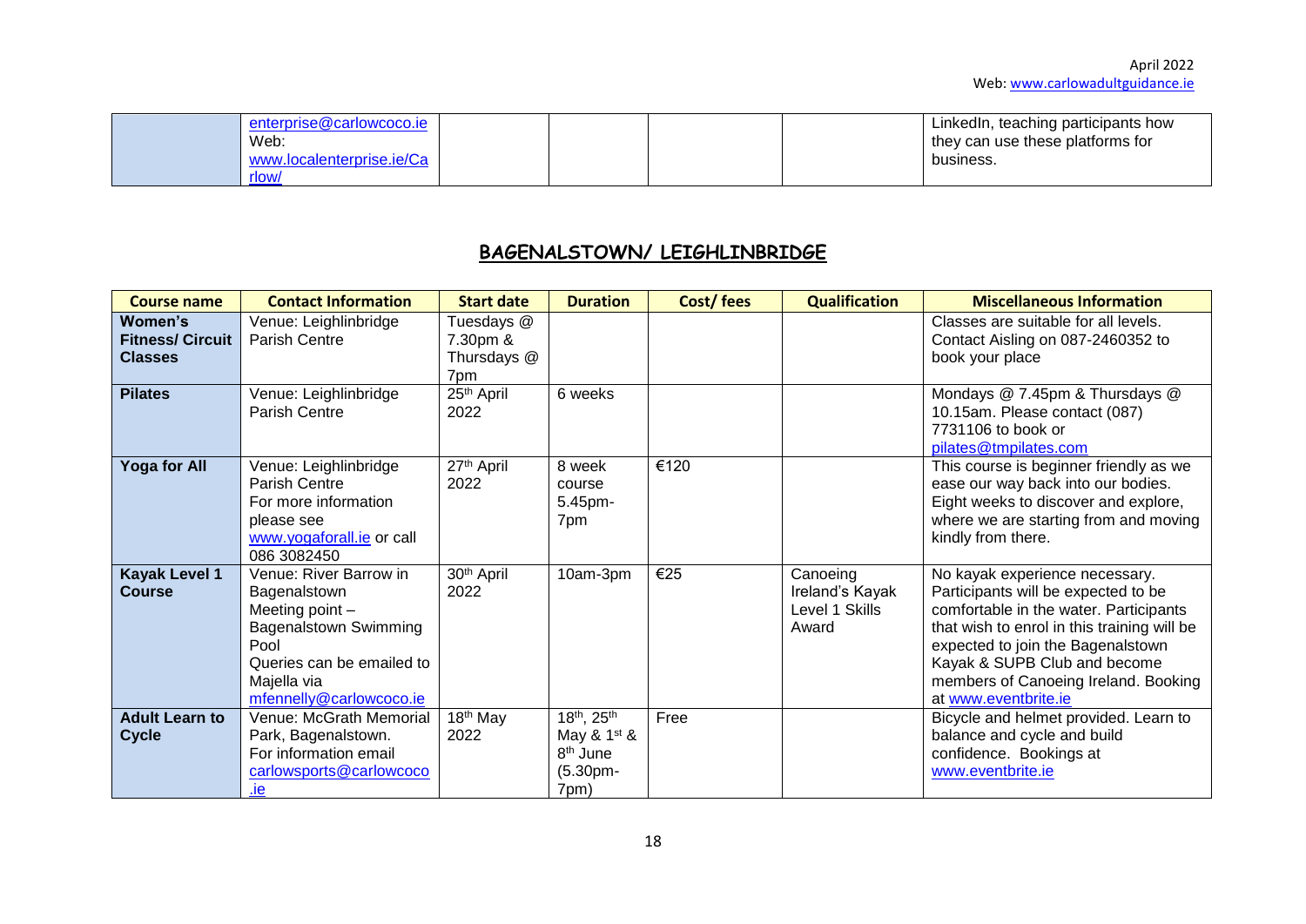| | enterprise@carlowcoco.ie Web: www.localenterprise.ie/Carlow/ | | | | | LinkedIn, teaching participants how they can use these platforms for business. |
|---|---|---|---|---|---|---|

## BAGENALSTOWN/ LEIGHLINBRIDGE

| Course name | Contact Information | Start date | Duration | Cost/ fees | Qualification | Miscellaneous Information |
|---|---|---|---|---|---|---|
| **Women's Fitness/ Circuit Classes** | Venue: Leighlinbridge Parish Centre | Tuesdays @ 7.30pm & Thursdays @ 7pm | | | | Classes are suitable for all levels. Contact Aisling on 087-2460352 to book your place |
| **Pilates** | Venue: Leighlinbridge Parish Centre | 25th April 2022 | 6 weeks | | | Mondays @ 7.45pm & Thursdays @ 10.15am. Please contact (087) 7731106 to book or pilates@tmpilates.com |
| **Yoga for All** | Venue: Leighlinbridge Parish Centre For more information please see www.yogaforall.ie or call 086 3082450 | 27th April 2022 | 8 week course 5.45pm-7pm | €120 | | This course is beginner friendly as we ease our way back into our bodies. Eight weeks to discover and explore, where we are starting from and moving kindly from there. |
| **Kayak Level 1 Course** | Venue: River Barrow in Bagenalstown Meeting point – Bagenalstown Swimming Pool Queries can be emailed to Majella via mfennelly@carlowcoco.ie | 30th April 2022 | 10am-3pm | €25 | Canoeing Ireland's Kayak Level 1 Skills Award | No kayak experience necessary. Participants will be expected to be comfortable in the water. Participants that wish to enrol in this training will be expected to join the Bagenalstown Kayak & SUPB Club and become members of Canoeing Ireland. Booking at www.eventbrite.ie |
| **Adult Learn to Cycle** | Venue: McGrath Memorial Park, Bagenalstown. For information email carlowsports@carlowcoco.ie | 18th May 2022 | 18th, 25th May & 1st & 8th June (5.30pm-7pm) | Free | | Bicycle and helmet provided. Learn to balance and cycle and build confidence. Bookings at www.eventbrite.ie |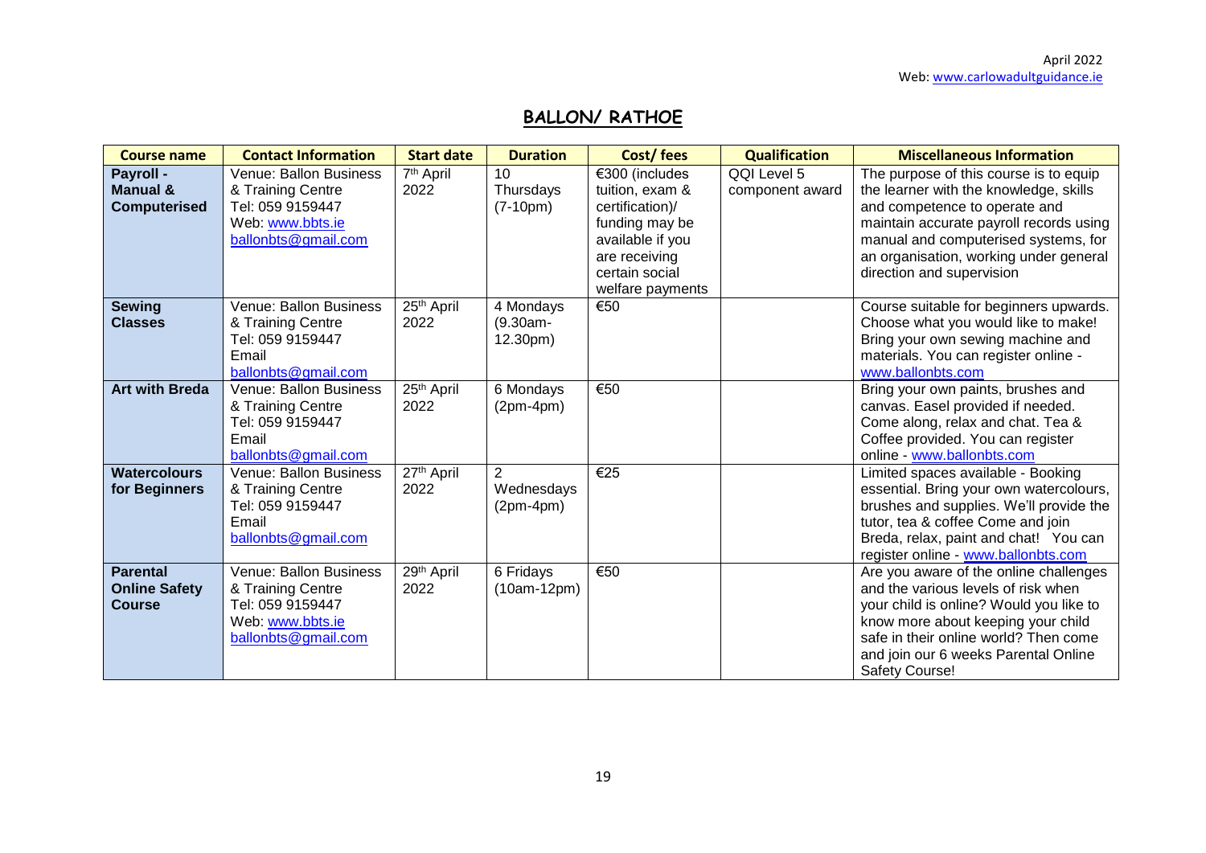## BALLON/ RATHOE

| Course name | Contact Information | Start date | Duration | Cost/ fees | Qualification | Miscellaneous Information |
|---|---|---|---|---|---|---|
| **Payroll - Manual & Computerised** | Venue: Ballon Business & Training Centre Tel: 059 9159447 Web: www.bbts.ie ballonbts@gmail.com | 7th April 2022 | 10 Thursdays (7-10pm) | €300 (includes tuition, exam & certification)/ funding may be available if you are receiving certain social welfare payments | QQI Level 5 component award | The purpose of this course is to equip the learner with the knowledge, skills and competence to operate and maintain accurate payroll records using manual and computerised systems, for an organisation, working under general direction and supervision |
| **Sewing Classes** | Venue: Ballon Business & Training Centre Tel: 059 9159447 Email ballonbts@gmail.com | 25th April 2022 | 4 Mondays (9.30am-12.30pm) | €50 | | Course suitable for beginners upwards. Choose what you would like to make! Bring your own sewing machine and materials. You can register online - www.ballonbts.com |
| **Art with Breda** | Venue: Ballon Business & Training Centre Tel: 059 9159447 Email ballonbts@gmail.com | 25th April 2022 | 6 Mondays (2pm-4pm) | €50 | | Bring your own paints, brushes and canvas. Easel provided if needed. Come along, relax and chat. Tea & Coffee provided. You can register online - www.ballonbts.com |
| **Watercolours for Beginners** | Venue: Ballon Business & Training Centre Tel: 059 9159447 Email ballonbts@gmail.com | 27th April 2022 | 2 Wednesdays (2pm-4pm) | €25 | | Limited spaces available - Booking essential. Bring your own watercolours, brushes and supplies. We'll provide the tutor, tea & coffee Come and join Breda, relax, paint and chat! You can register online - www.ballonbts.com |
| **Parental Online Safety Course** | Venue: Ballon Business & Training Centre Tel: 059 9159447 Web: www.bbts.ie ballonbts@gmail.com | 29th April 2022 | 6 Fridays (10am-12pm) | €50 | | Are you aware of the online challenges and the various levels of risk when your child is online? Would you like to know more about keeping your child safe in their online world? Then come and join our 6 weeks Parental Online Safety Course! |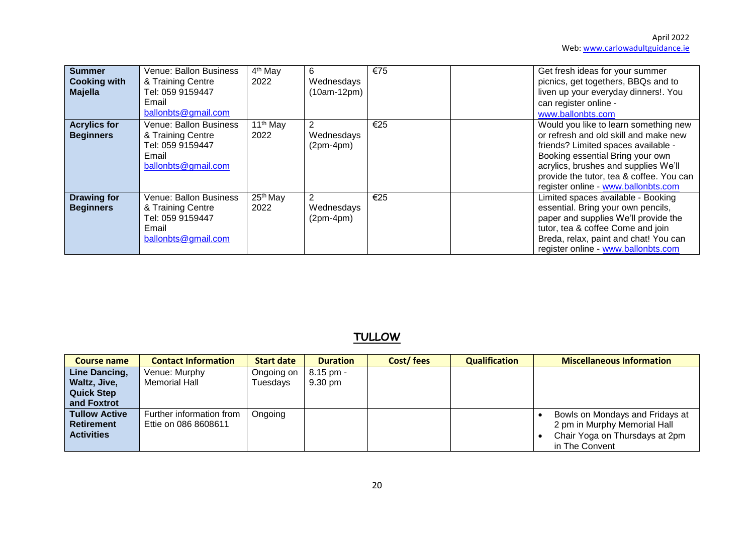| Summer Cooking with Majella | Venue: Ballon Business & Training Centre Tel: 059 9159447 Email ballonbts@gmail.com | 4th May 2022 | 6 Wednesdays (10am-12pm) | €75 | | Get fresh ideas for your summer picnics, get togethers, BBQs and to liven up your everyday dinners!. You can register online - www.ballonbts.com |
|---|---|---|---|---|---|---|
| **Acrylics for Beginners** | Venue: Ballon Business & Training Centre Tel: 059 9159447 Email ballonbts@gmail.com | 11th May 2022 | 2 Wednesdays (2pm-4pm) | €25 | | Would you like to learn something new or refresh and old skill and make new friends? Limited spaces available - Booking essential Bring your own acrylics, brushes and supplies We'll provide the tutor, tea & coffee. You can register online - www.ballonbts.com |
| **Drawing for Beginners** | Venue: Ballon Business & Training Centre Tel: 059 9159447 Email ballonbts@gmail.com | 25th May 2022 | 2 Wednesdays (2pm-4pm) | €25 | | Limited spaces available - Booking essential. Bring your own pencils, paper and supplies We'll provide the tutor, tea & coffee Come and join Breda, relax, paint and chat! You can register online - www.ballonbts.com |

## TULLOW

| Course name | Contact Information | Start date | Duration | Cost/ fees | Qualification | Miscellaneous Information |
|---|---|---|---|---|---|---|
| **Line Dancing, Waltz, Jive, Quick Step and Foxtrot** | Venue: Murphy Memorial Hall | Ongoing on Tuesdays | 8.15 pm - 9.30 pm | | | |
| **Tullow Active Retirement Activities** | Further information from Ettie on 086 8608611 | Ongoing | | | | • Bowls on Mondays and Fridays at 2 pm in Murphy Memorial Hall<br>• Chair Yoga on Thursdays at 2pm in The Convent |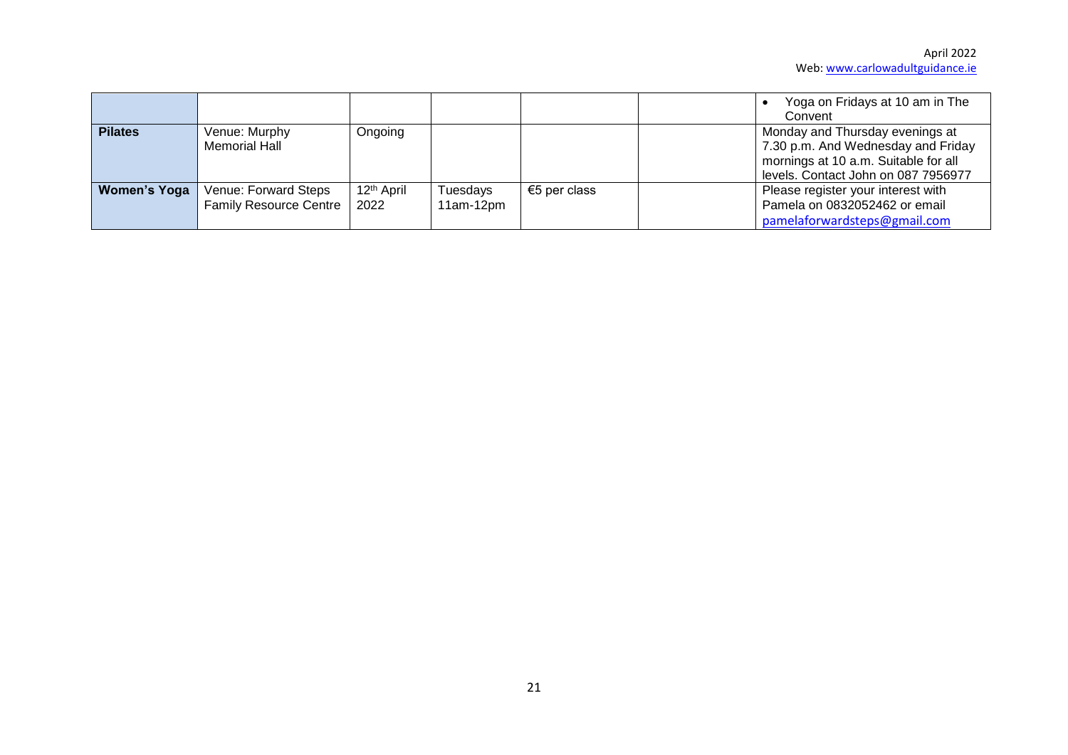|  |  |  |  |  |  |  |
|---|---|---|---|---|---|---|
|  |  |  |  |  |  | • Yoga on Fridays at 10 am in The Convent |
| **Pilates** | Venue: Murphy Memorial Hall | Ongoing |  |  |  | Monday and Thursday evenings at 7.30 p.m. And Wednesday and Friday mornings at 10 a.m. Suitable for all levels. Contact John on 087 7956977 |
| **Women's Yoga** | Venue: Forward Steps Family Resource Centre | 12th April 2022 | Tuesdays 11am-12pm | €5 per class |  | Please register your interest with Pamela on 0832052462 or email pamelaforwardsteps@gmail.com |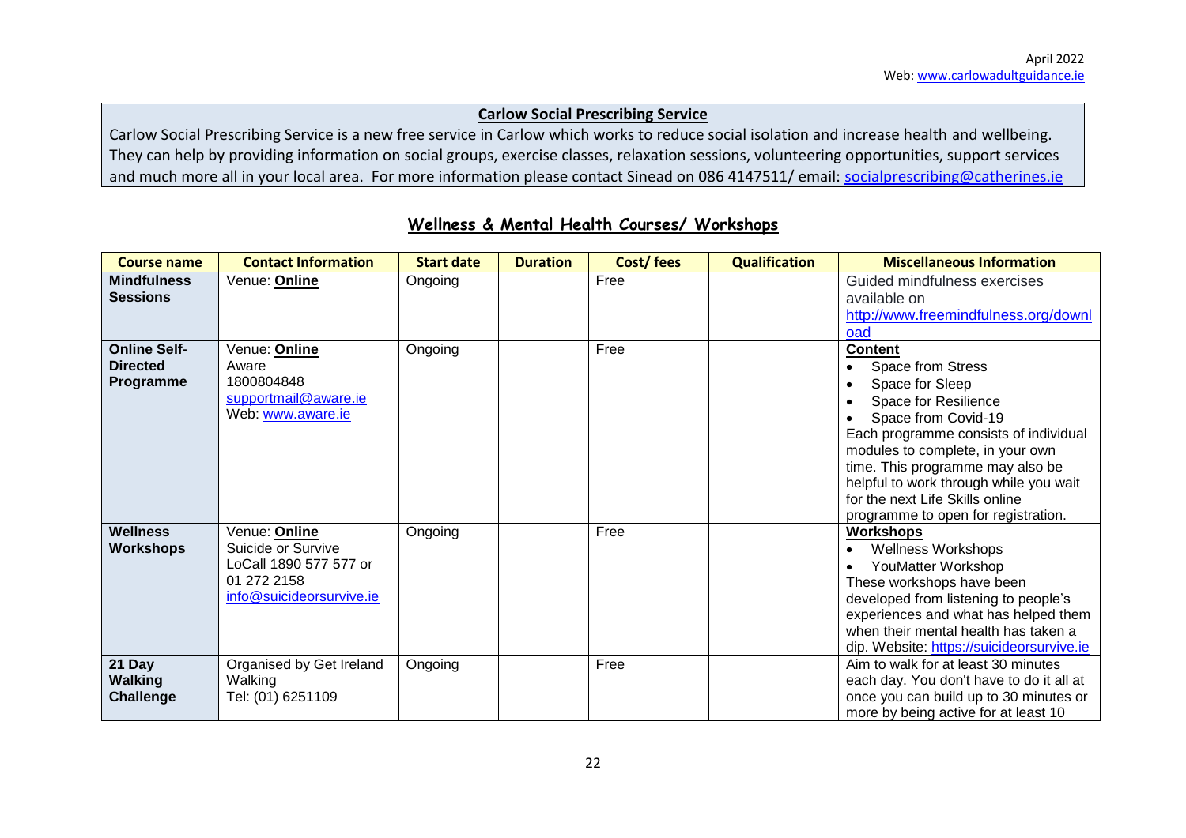April 2022
Web: www.carlowadultguidance.ie

**Carlow Social Prescribing Service**

Carlow Social Prescribing Service is a new free service in Carlow which works to reduce social isolation and increase health and wellbeing. They can help by providing information on social groups, exercise classes, relaxation sessions, volunteering opportunities, support services and much more all in your local area. For more information please contact Sinead on 086 4147511/ email: socialprescribing@catherines.ie

## Wellness & Mental Health Courses/ Workshops

| Course name | Contact Information | Start date | Duration | Cost/ fees | Qualification | Miscellaneous Information |
|---|---|---|---|---|---|---|
| **Mindfulness Sessions** | Venue: **Online** | Ongoing | | Free | | Guided mindfulness exercises available on http://www.freemindfulness.org/download |
| **Online Self-Directed Programme** | Venue: **Online**<br>Aware<br>1800804848<br>supportmail@aware.ie<br>Web: www.aware.ie | Ongoing | | Free | | **Content**<br>• Space from Stress<br>• Space for Sleep<br>• Space for Resilience<br>• Space from Covid-19<br>Each programme consists of individual modules to complete, in your own time. This programme may also be helpful to work through while you wait for the next Life Skills online programme to open for registration. |
| **Wellness Workshops** | Venue: **Online**<br>Suicide or Survive<br>LoCall 1890 577 577 or 01 272 2158<br>info@suicideorsurvive.ie | Ongoing | | Free | | **Workshops**<br>• Wellness Workshops<br>• YouMatter Workshop<br>These workshops have been developed from listening to people's experiences and what has helped them when their mental health has taken a dip. Website: https://suicideorsurvive.ie |
| **21 Day Walking Challenge** | Organised by Get Ireland Walking<br>Tel: (01) 6251109 | Ongoing | | Free | | Aim to walk for at least 30 minutes each day. You don't have to do it all at once you can build up to 30 minutes or more by being active for at least 10 |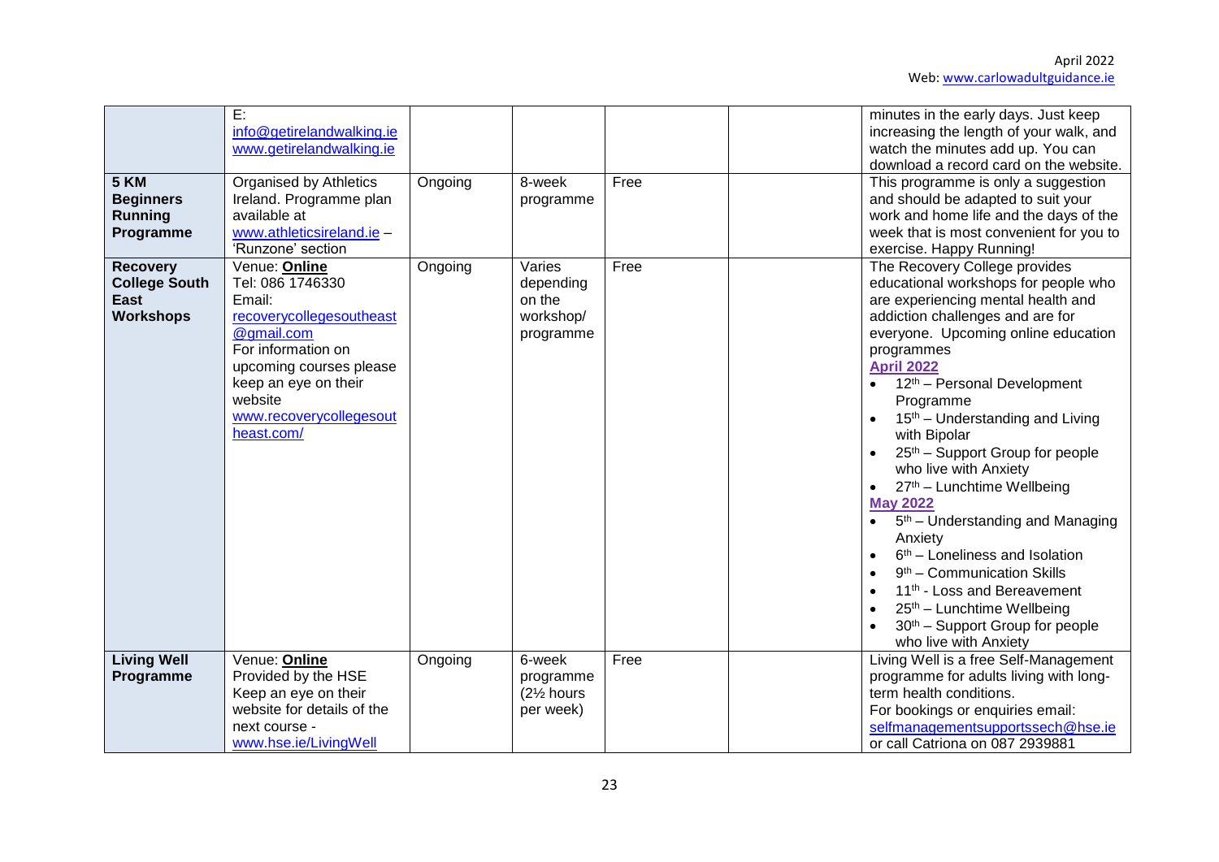| | | | | | | |
|---|---|---|---|---|---|---|
| | E: info@getirelandwalking.ie www.getirelandwalking.ie | | | | | minutes in the early days. Just keep increasing the length of your walk, and watch the minutes add up. You can download a record card on the website. |
| **5 KM Beginners Running Programme** | Organised by Athletics Ireland. Programme plan available at www.athleticsireland.ie – 'Runzone' section | Ongoing | 8-week programme | Free | | This programme is only a suggestion and should be adapted to suit your work and home life and the days of the week that is most convenient for you to exercise. Happy Running! |
| **Recovery College South East Workshops** | Venue: **Online**<br>Tel: 086 1746330<br>Email: recoverycollegesoutheast@gmail.com<br>For information on upcoming courses please keep an eye on their website www.recoverycollegesoutheast.com/ | Ongoing | Varies depending on the workshop/ programme | Free | | The Recovery College provides educational workshops for people who are experiencing mental health and addiction challenges and are for everyone. Upcoming online education programmes<br>**April 2022**<br>• 12th – Personal Development Programme<br>• 15th – Understanding and Living with Bipolar<br>• 25th – Support Group for people who live with Anxiety<br>• 27th – Lunchtime Wellbeing<br>**May 2022**<br>• 5th – Understanding and Managing Anxiety<br>• 6th – Loneliness and Isolation<br>• 9th – Communication Skills<br>• 11th - Loss and Bereavement<br>• 25th – Lunchtime Wellbeing<br>• 30th – Support Group for people who live with Anxiety |
| **Living Well Programme** | Venue: **Online**<br>Provided by the HSE<br>Keep an eye on their website for details of the next course - www.hse.ie/LivingWell | Ongoing | 6-week programme (2½ hours per week) | Free | | Living Well is a free Self-Management programme for adults living with long-term health conditions.<br>For bookings or enquiries email: selfmanagementsupportssech@hse.ie or call Catriona on 087 2939881 |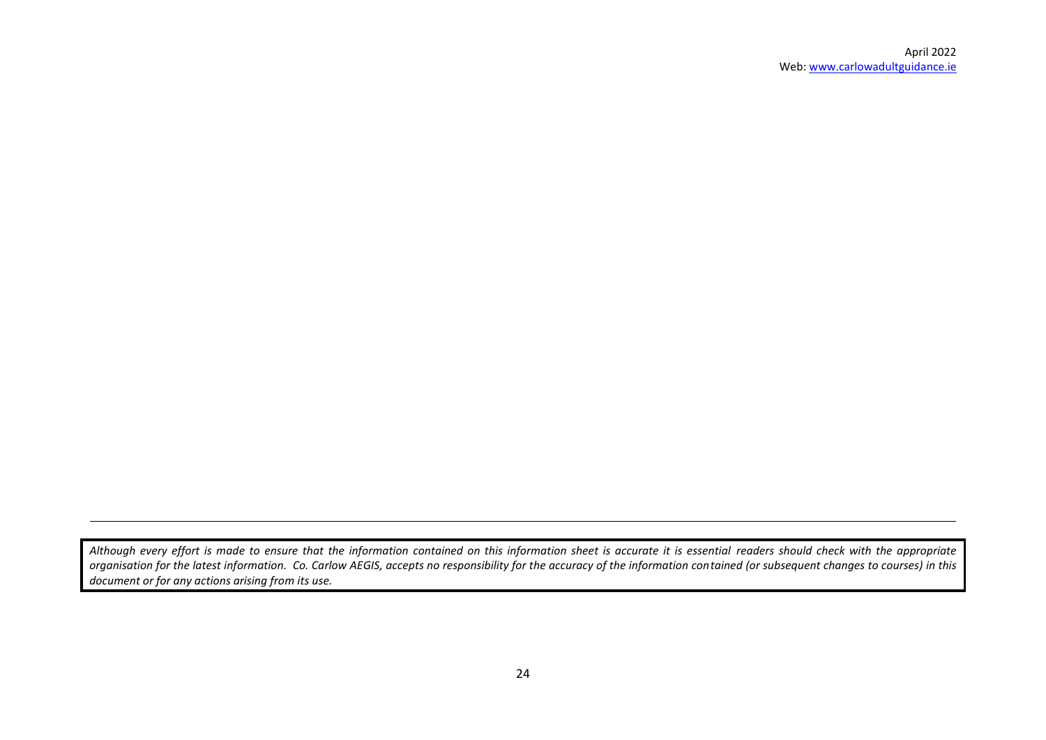April 2022
Web: www.carlowadultguidance.ie

*Although every effort is made to ensure that the information contained on this information sheet is accurate it is essential readers should check with the appropriate organisation for the latest information. Co. Carlow AEGIS, accepts no responsibility for the accuracy of the information contained (or subsequent changes to courses) in this document or for any actions arising from its use.*